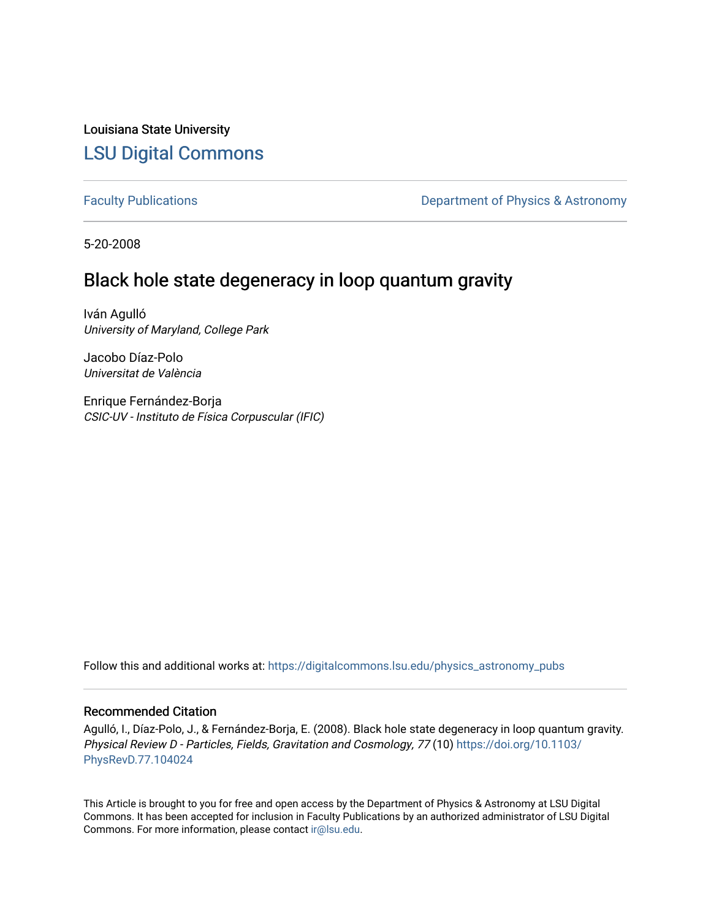Louisiana State University

# LSU Digital Commons

Faculty Publications

Department of Physics & Astronomy

5-20-2008

## Black hole state degeneracy in loop quantum gravity

Iván Agulló
*University of Maryland, College Park*

Jacobo Díaz-Polo
*Universitat de València*

Enrique Fernández-Borja
*CSIC-UV - Instituto de Física Corpuscular (IFIC)*

Follow this and additional works at: https://digitalcommons.lsu.edu/physics_astronomy_pubs

### Recommended Citation

Agulló, I., Díaz-Polo, J., & Fernández-Borja, E. (2008). Black hole state degeneracy in loop quantum gravity. *Physical Review D - Particles, Fields, Gravitation and Cosmology, 77* (10) https://doi.org/10.1103/PhysRevD.77.104024

This Article is brought to you for free and open access by the Department of Physics & Astronomy at LSU Digital Commons. It has been accepted for inclusion in Faculty Publications by an authorized administrator of LSU Digital Commons. For more information, please contact ir@lsu.edu.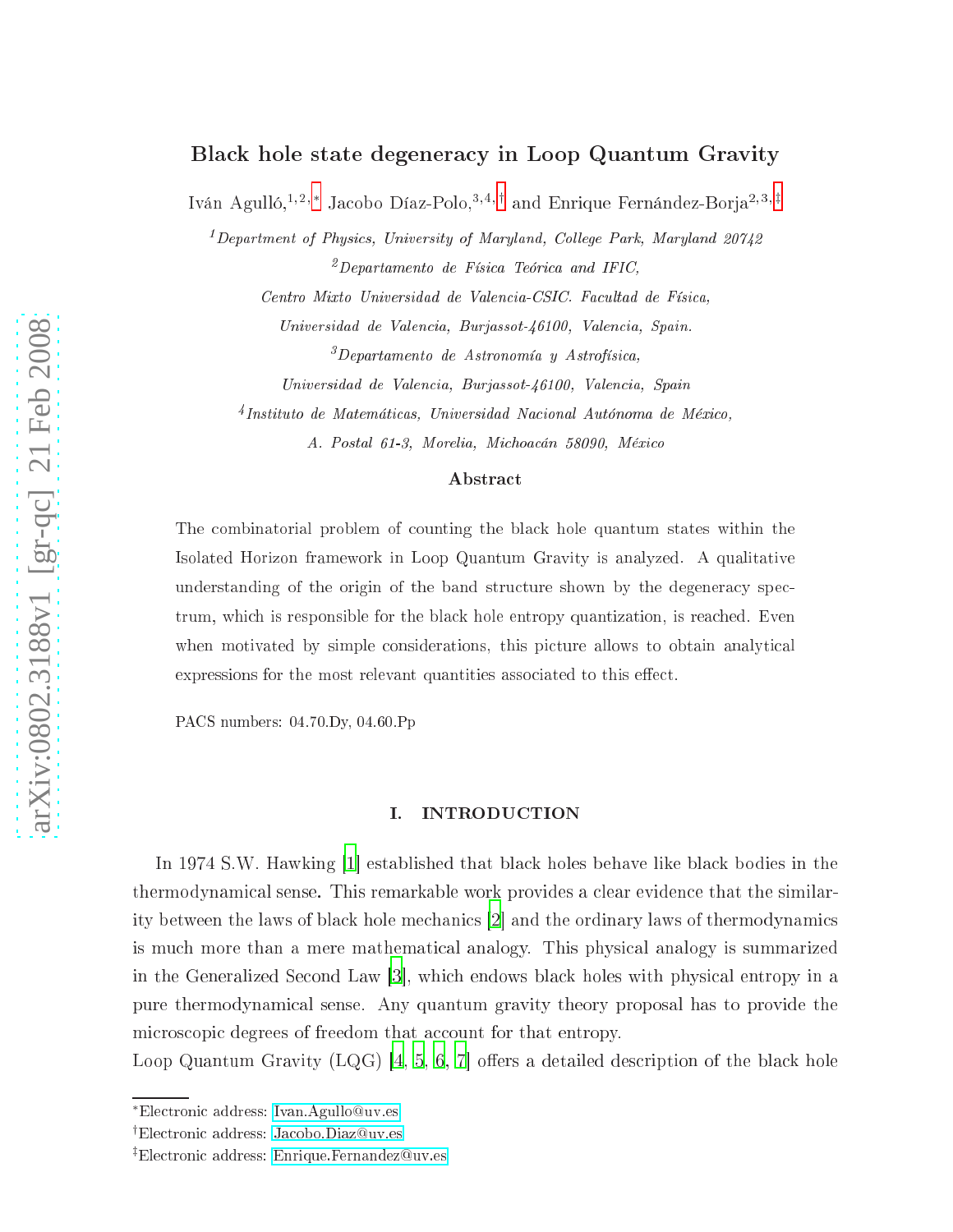# Black hole state degeneracy in Loop Quantum Gravity

Iván Agulló,[1,2,*] Jacobo Díaz-Polo,[3,4,†] and Enrique Fernández-Borja[2,3,‡]

[1] *Department of Physics, University of Maryland, College Park, Maryland 20742*

[2] *Departamento de Física Teórica and IFIC,*

*Centro Mixto Universidad de Valencia-CSIC. Facultad de Física,*

*Universidad de Valencia, Burjassot-46100, Valencia, Spain.*

[3] *Departamento de Astronomía y Astrofísica,*

*Universidad de Valencia, Burjassot-46100, Valencia, Spain*

[4] *Instituto de Matemáticas, Universidad Nacional Autónoma de México,*

*A. Postal 61-3, Morelia, Michoacán 58090, México*

## Abstract

The combinatorial problem of counting the black hole quantum states within the Isolated Horizon framework in Loop Quantum Gravity is analyzed. A qualitative understanding of the origin of the band structure shown by the degeneracy spectrum, which is responsible for the black hole entropy quantization, is reached. Even when motivated by simple considerations, this picture allows to obtain analytical expressions for the most relevant quantities associated to this effect.

PACS numbers: 04.70.Dy, 04.60.Pp

## I. INTRODUCTION

In 1974 S.W. Hawking [1] established that black holes behave like black bodies in the thermodynamical sense. This remarkable work provides a clear evidence that the similarity between the laws of black hole mechanics [2] and the ordinary laws of thermodynamics is much more than a mere mathematical analogy. This physical analogy is summarized in the Generalized Second Law [3], which endows black holes with physical entropy in a pure thermodynamical sense. Any quantum gravity theory proposal has to provide the microscopic degrees of freedom that account for that entropy.

Loop Quantum Gravity (LQG) [4, 5, 6, 7] offers a detailed description of the black hole

---

*Electronic address: Ivan.Agullo@uv.es

†Electronic address: Jacobo.Diaz@uv.es

‡Electronic address: Enrique.Fernandez@uv.es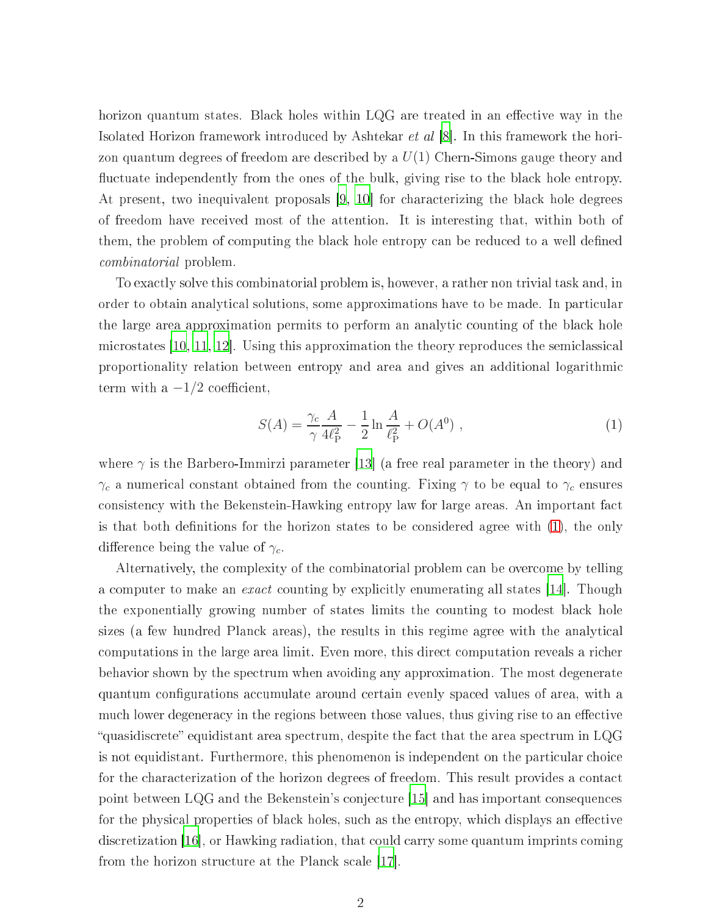horizon quantum states. Black holes within LQG are treated in an effective way in the Isolated Horizon framework introduced by Ashtekar *et al* [8]. In this framework the horizon quantum degrees of freedom are described by a $U(1)$ Chern-Simons gauge theory and fluctuate independently from the ones of the bulk, giving rise to the black hole entropy. At present, two inequivalent proposals [9, 10] for characterizing the black hole degrees of freedom have received most of the attention. It is interesting that, within both of them, the problem of computing the black hole entropy can be reduced to a well defined *combinatorial* problem.

To exactly solve this combinatorial problem is, however, a rather non trivial task and, in order to obtain analytical solutions, some approximations have to be made. In particular the large area approximation permits to perform an analytic counting of the black hole microstates [10, 11, 12]. Using this approximation the theory reproduces the semiclassical proportionality relation between entropy and area and gives an additional logarithmic term with a $-1/2$ coefficient,

$$S(A) = \frac{\gamma_c}{\gamma}\frac{A}{4\ell_{\mathrm{P}}^2} - \frac{1}{2}\ln\frac{A}{\ell_{\mathrm{P}}^2} + O(A^0)\ , \tag{1}$$

where $\gamma$ is the Barbero-Immirzi parameter [13] (a free real parameter in the theory) and $\gamma_c$ a numerical constant obtained from the counting. Fixing $\gamma$ to be equal to $\gamma_c$ ensures consistency with the Bekenstein-Hawking entropy law for large areas. An important fact is that both definitions for the horizon states to be considered agree with (1), the only difference being the value of $\gamma_c$.

Alternatively, the complexity of the combinatorial problem can be overcome by telling a computer to make an *exact* counting by explicitly enumerating all states [14]. Though the exponentially growing number of states limits the counting to modest black hole sizes (a few hundred Planck areas), the results in this regime agree with the analytical computations in the large area limit. Even more, this direct computation reveals a richer behavior shown by the spectrum when avoiding any approximation. The most degenerate quantum configurations accumulate around certain evenly spaced values of area, with a much lower degeneracy in the regions between those values, thus giving rise to an effective "quasidiscrete" equidistant area spectrum, despite the fact that the area spectrum in LQG is not equidistant. Furthermore, this phenomenon is independent on the particular choice for the characterization of the horizon degrees of freedom. This result provides a contact point between LQG and the Bekenstein's conjecture [15] and has important consequences for the physical properties of black holes, such as the entropy, which displays an effective discretization [16], or Hawking radiation, that could carry some quantum imprints coming from the horizon structure at the Planck scale [17].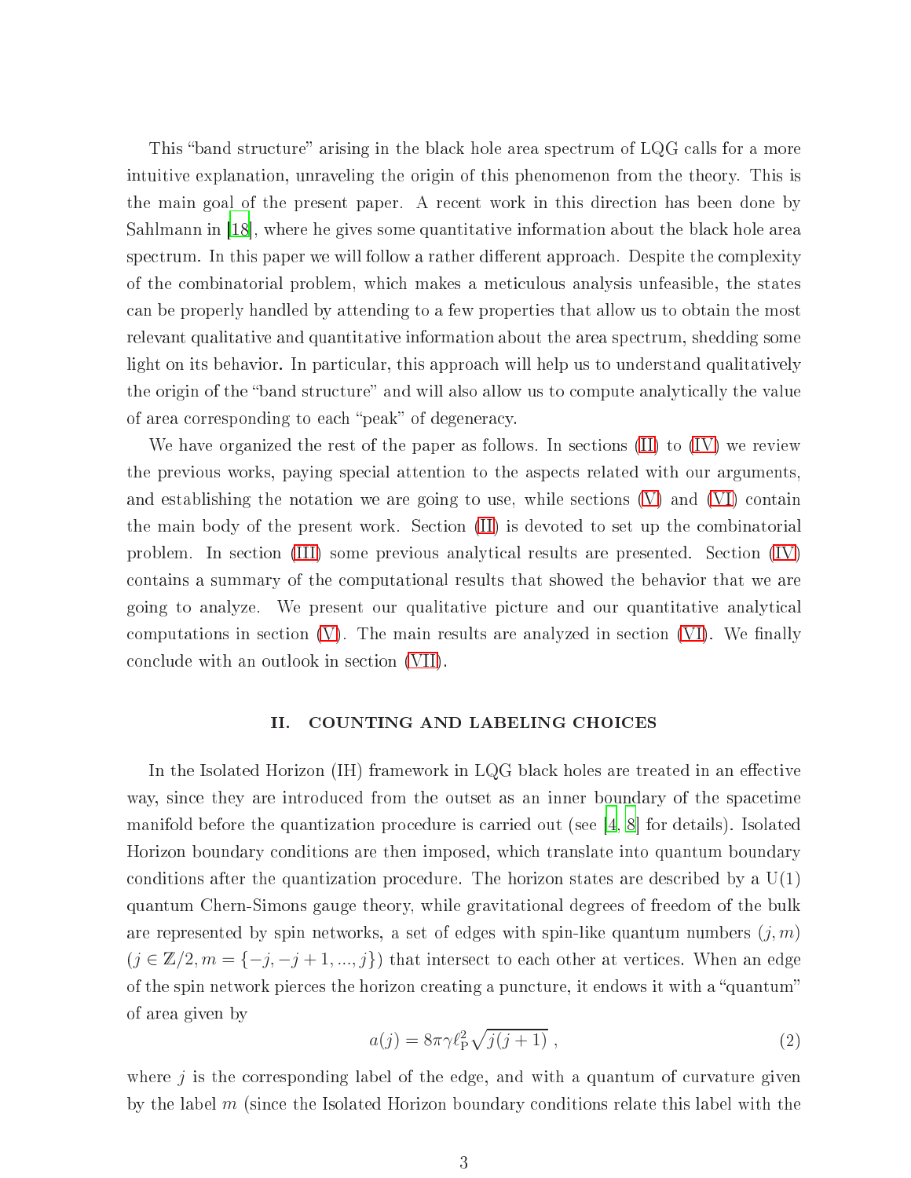This "band structure" arising in the black hole area spectrum of LQG calls for a more intuitive explanation, unraveling the origin of this phenomenon from the theory. This is the main goal of the present paper. A recent work in this direction has been done by Sahlmann in [18], where he gives some quantitative information about the black hole area spectrum. In this paper we will follow a rather different approach. Despite the complexity of the combinatorial problem, which makes a meticulous analysis unfeasible, the states can be properly handled by attending to a few properties that allow us to obtain the most relevant qualitative and quantitative information about the area spectrum, shedding some light on its behavior. In particular, this approach will help us to understand qualitatively the origin of the "band structure" and will also allow us to compute analytically the value of area corresponding to each "peak" of degeneracy.

We have organized the rest of the paper as follows. In sections (II) to (IV) we review the previous works, paying special attention to the aspects related with our arguments, and establishing the notation we are going to use, while sections (V) and (VI) contain the main body of the present work. Section (II) is devoted to set up the combinatorial problem. In section (III) some previous analytical results are presented. Section (IV) contains a summary of the computational results that showed the behavior that we are going to analyze. We present our qualitative picture and our quantitative analytical computations in section (V). The main results are analyzed in section (VI). We finally conclude with an outlook in section (VII).

## II. COUNTING AND LABELING CHOICES

In the Isolated Horizon (IH) framework in LQG black holes are treated in an effective way, since they are introduced from the outset as an inner boundary of the spacetime manifold before the quantization procedure is carried out (see [4, 8] for details). Isolated Horizon boundary conditions are then imposed, which translate into quantum boundary conditions after the quantization procedure. The horizon states are described by a U(1) quantum Chern-Simons gauge theory, while gravitational degrees of freedom of the bulk are represented by spin networks, a set of edges with spin-like quantum numbers $(j, m)$ ($j \in \mathbb{Z}/2, m = \{-j, -j+1, ..., j\}$) that intersect to each other at vertices. When an edge of the spin network pierces the horizon creating a puncture, it endows it with a "quantum" of area given by

$$a(j) = 8\pi\gamma\ell_{\rm P}^2\sqrt{j(j+1)}\ , \tag{2}$$

where $j$ is the corresponding label of the edge, and with a quantum of curvature given by the label $m$ (since the Isolated Horizon boundary conditions relate this label with the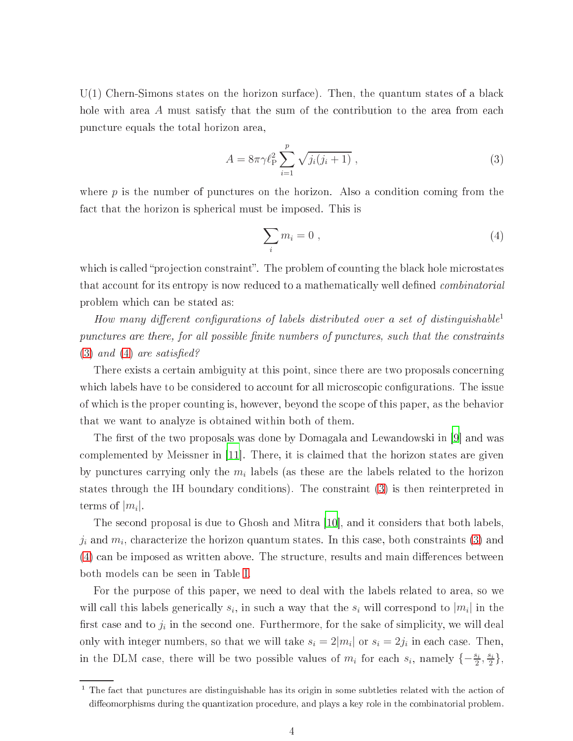U(1) Chern-Simons states on the horizon surface). Then, the quantum states of a black hole with area $A$ must satisfy that the sum of the contribution to the area from each puncture equals the total horizon area,

$$A = 8\pi\gamma\ell_{\mathrm{P}}^2 \sum_{i=1}^{p} \sqrt{j_i(j_i+1)} \ , \tag{3}$$

where $p$ is the number of punctures on the horizon. Also a condition coming from the fact that the horizon is spherical must be imposed. This is

$$\sum_i m_i = 0 \ , \tag{4}$$

which is called "projection constraint". The problem of counting the black hole microstates that account for its entropy is now reduced to a mathematically well defined *combinatorial* problem which can be stated as:

*How many different configurations of labels distributed over a set of distinguishable*[1] *punctures are there, for all possible finite numbers of punctures, such that the constraints* (3) *and* (4) *are satisfied?*

There exists a certain ambiguity at this point, since there are two proposals concerning which labels have to be considered to account for all microscopic configurations. The issue of which is the proper counting is, however, beyond the scope of this paper, as the behavior that we want to analyze is obtained within both of them.

The first of the two proposals was done by Domagala and Lewandowski in [9] and was complemented by Meissner in [11]. There, it is claimed that the horizon states are given by punctures carrying only the $m_i$ labels (as these are the labels related to the horizon states through the IH boundary conditions). The constraint (3) is then reinterpreted in terms of $|m_i|$.

The second proposal is due to Ghosh and Mitra [10], and it considers that both labels, $j_i$ and $m_i$, characterize the horizon quantum states. In this case, both constraints (3) and (4) can be imposed as written above. The structure, results and main differences between both models can be seen in Table I.

For the purpose of this paper, we need to deal with the labels related to area, so we will call this labels generically $s_i$, in such a way that the $s_i$ will correspond to $|m_i|$ in the first case and to $j_i$ in the second one. Furthermore, for the sake of simplicity, we will deal only with integer numbers, so that we will take $s_i = 2|m_i|$ or $s_i = 2j_i$ in each case. Then, in the DLM case, there will be two possible values of $m_i$ for each $s_i$, namely $\{-\frac{s_i}{2}, \frac{s_i}{2}\}$,

[1] The fact that punctures are distinguishable has its origin in some subtleties related with the action of diffeomorphisms during the quantization procedure, and plays a key role in the combinatorial problem.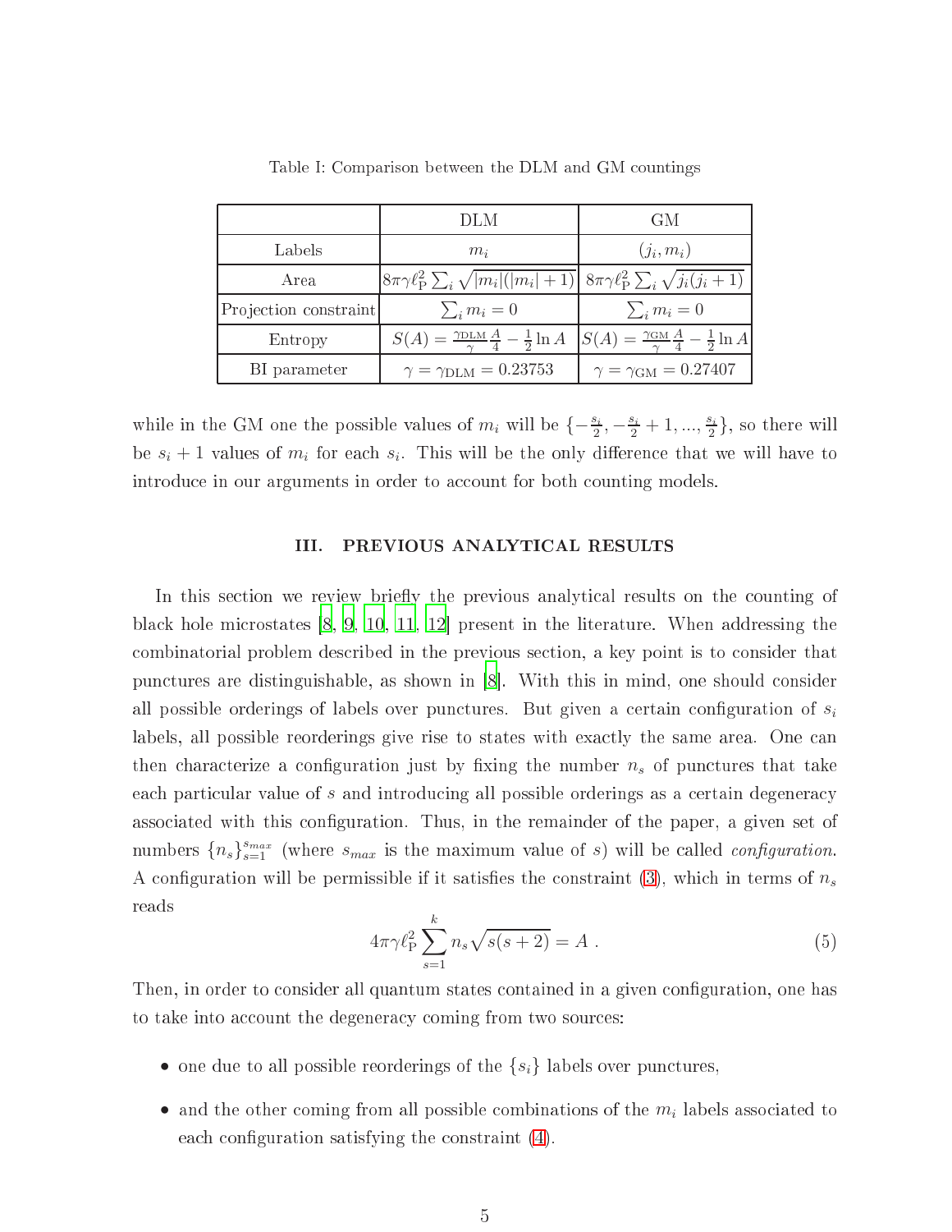Table I: Comparison between the DLM and GM countings

| | DLM | GM |
|---|---|---|
| Labels | $m_i$ | $(j_i, m_i)$ |
| Area | $8\pi\gamma\ell_{\rm P}^2 \sum_i \sqrt{\lvert m_i\rvert(\lvert m_i\rvert+1)}$ | $8\pi\gamma\ell_{\rm P}^2 \sum_i \sqrt{j_i(j_i+1)}$ |
| Projection constraint | $\sum_i m_i = 0$ | $\sum_i m_i = 0$ |
| Entropy | $S(A) = \frac{\gamma_{\rm DLM}}{\gamma}\frac{A}{4} - \frac{1}{2}\ln A$ | $S(A) = \frac{\gamma_{\rm GM}}{\gamma}\frac{A}{4} - \frac{1}{2}\ln A$ |
| BI parameter | $\gamma = \gamma_{\rm DLM} = 0.23753$ | $\gamma = \gamma_{\rm GM} = 0.27407$ |

while in the GM one the possible values of $m_i$ will be $\{-\frac{s_i}{2}, -\frac{s_i}{2}+1, ..., \frac{s_i}{2}\}$, so there will be $s_i + 1$ values of $m_i$ for each $s_i$. This will be the only difference that we will have to introduce in our arguments in order to account for both counting models.

## III. PREVIOUS ANALYTICAL RESULTS

In this section we review briefly the previous analytical results on the counting of black hole microstates [8, 9, 10, 11, 12] present in the literature. When addressing the combinatorial problem described in the previous section, a key point is to consider that punctures are distinguishable, as shown in [8]. With this in mind, one should consider all possible orderings of labels over punctures. But given a certain configuration of $s_i$ labels, all possible reorderings give rise to states with exactly the same area. One can then characterize a configuration just by fixing the number $n_s$ of punctures that take each particular value of $s$ and introducing all possible orderings as a certain degeneracy associated with this configuration. Thus, in the remainder of the paper, a given set of numbers $\{n_s\}_{s=1}^{s_{max}}$ (where $s_{max}$ is the maximum value of $s$) will be called *configuration*. A configuration will be permissible if it satisfies the constraint (3), which in terms of $n_s$ reads

$$4\pi\gamma\ell_{\rm P}^2 \sum_{s=1}^{k} n_s \sqrt{s(s+2)} = A \ . \tag{5}$$

Then, in order to consider all quantum states contained in a given configuration, one has to take into account the degeneracy coming from two sources:

- one due to all possible reorderings of the $\{s_i\}$ labels over punctures,
- and the other coming from all possible combinations of the $m_i$ labels associated to each configuration satisfying the constraint (4).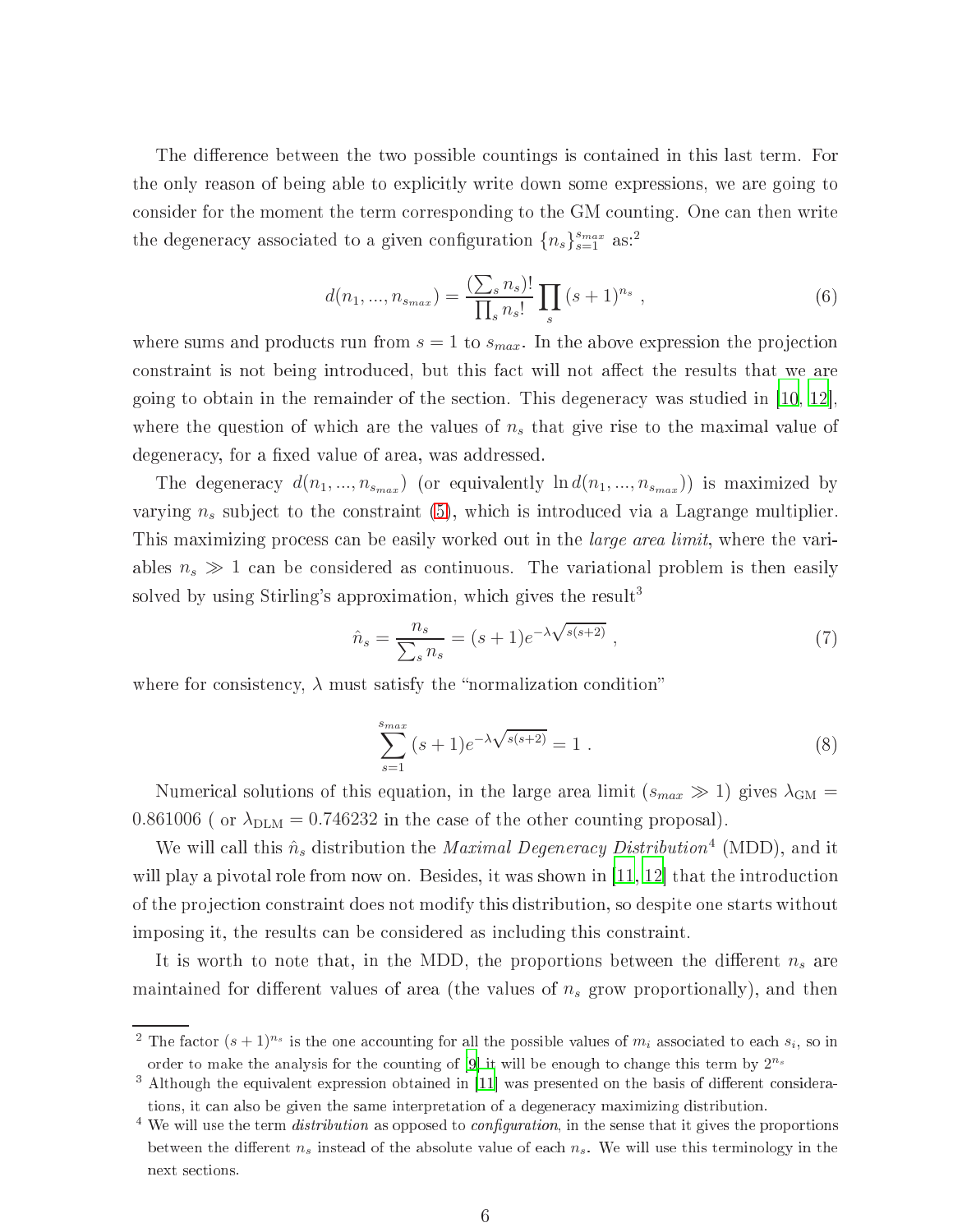The difference between the two possible countings is contained in this last term. For the only reason of being able to explicitly write down some expressions, we are going to consider for the moment the term corresponding to the GM counting. One can then write the degeneracy associated to a given configuration $\{n_s\}_{s=1}^{s_{max}}$ as:[2]

$$d(n_1, ..., n_{s_{max}}) = \frac{(\sum_s n_s)!}{\prod_s n_s!} \prod_s (s+1)^{n_s} \ , \tag{6}$$

where sums and products run from $s = 1$ to $s_{max}$. In the above expression the projection constraint is not being introduced, but this fact will not affect the results that we are going to obtain in the remainder of the section. This degeneracy was studied in [10, 12], where the question of which are the values of $n_s$ that give rise to the maximal value of degeneracy, for a fixed value of area, was addressed.

The degeneracy $d(n_1, ..., n_{s_{max}})$ (or equivalently $\ln d(n_1, ..., n_{s_{max}})$) is maximized by varying $n_s$ subject to the constraint (5), which is introduced via a Lagrange multiplier. This maximizing process can be easily worked out in the *large area limit*, where the variables $n_s \gg 1$ can be considered as continuous. The variational problem is then easily solved by using Stirling's approximation, which gives the result[3]

$$\hat{n}_s = \frac{n_s}{\sum_s n_s} = (s+1)e^{-\lambda\sqrt{s(s+2)}} \ , \tag{7}$$

where for consistency, $\lambda$ must satisfy the "normalization condition"

$$\sum_{s=1}^{s_{max}} (s+1)e^{-\lambda\sqrt{s(s+2)}} = 1 \ . \tag{8}$$

Numerical solutions of this equation, in the large area limit ($s_{max} \gg 1$) gives $\lambda_{\rm GM} = 0.861006$ ( or $\lambda_{\rm DLM} = 0.746232$ in the case of the other counting proposal).

We will call this $\hat{n}_s$ distribution the *Maximal Degeneracy Distribution*[4] (MDD), and it will play a pivotal role from now on. Besides, it was shown in [11, 12] that the introduction of the projection constraint does not modify this distribution, so despite one starts without imposing it, the results can be considered as including this constraint.

It is worth to note that, in the MDD, the proportions between the different $n_s$ are maintained for different values of area (the values of $n_s$ grow proportionally), and then

---

[2] The factor $(s+1)^{n_s}$ is the one accounting for all the possible values of $m_i$ associated to each $s_i$, so in order to make the analysis for the counting of [9] it will be enough to change this term by $2^{n_s}$

[3] Although the equivalent expression obtained in [11] was presented on the basis of different considerations, it can also be given the same interpretation of a degeneracy maximizing distribution.

[4] We will use the term *distribution* as opposed to *configuration*, in the sense that it gives the proportions between the different $n_s$ instead of the absolute value of each $n_s$. We will use this terminology in the next sections.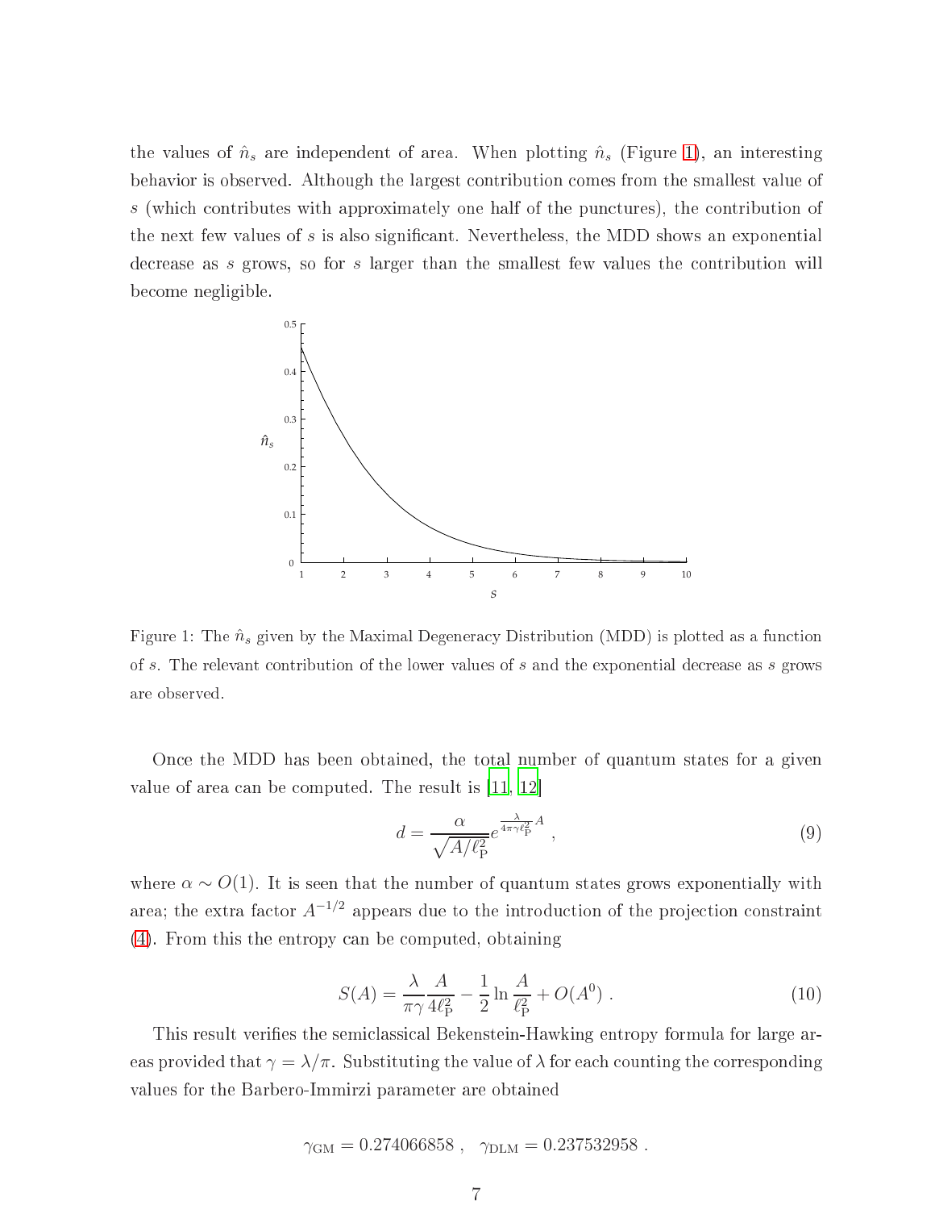the values of $\hat{n}_s$ are independent of area. When plotting $\hat{n}_s$ (Figure 1), an interesting behavior is observed. Although the largest contribution comes from the smallest value of $s$ (which contributes with approximately one half of the punctures), the contribution of the next few values of $s$ is also significant. Nevertheless, the MDD shows an exponential decrease as $s$ grows, so for $s$ larger than the smallest few values the contribution will become negligible.

Figure 1: The $\hat{n}_s$ given by the Maximal Degeneracy Distribution (MDD) is plotted as a function of $s$. The relevant contribution of the lower values of $s$ and the exponential decrease as $s$ grows are observed.

Once the MDD has been obtained, the total number of quantum states for a given value of area can be computed. The result is [11, 12]

$$d = \frac{\alpha}{\sqrt{A/\ell_{\mathrm{P}}^2}} e^{\frac{\lambda}{4\pi\gamma\ell_{\mathrm{P}}^2}A} , \tag{9}$$

where $\alpha \sim O(1)$. It is seen that the number of quantum states grows exponentially with area; the extra factor $A^{-1/2}$ appears due to the introduction of the projection constraint (4). From this the entropy can be computed, obtaining

$$S(A) = \frac{\lambda}{\pi\gamma}\frac{A}{4\ell_{\mathrm{P}}^2} - \frac{1}{2}\ln\frac{A}{\ell_{\mathrm{P}}^2} + O(A^0) . \tag{10}$$

This result verifies the semiclassical Bekenstein-Hawking entropy formula for large areas provided that $\gamma = \lambda/\pi$. Substituting the value of $\lambda$ for each counting the corresponding values for the Barbero-Immirzi parameter are obtained

$$\gamma_{\mathrm{GM}} = 0.274066858 , \quad \gamma_{\mathrm{DLM}} = 0.237532958 .$$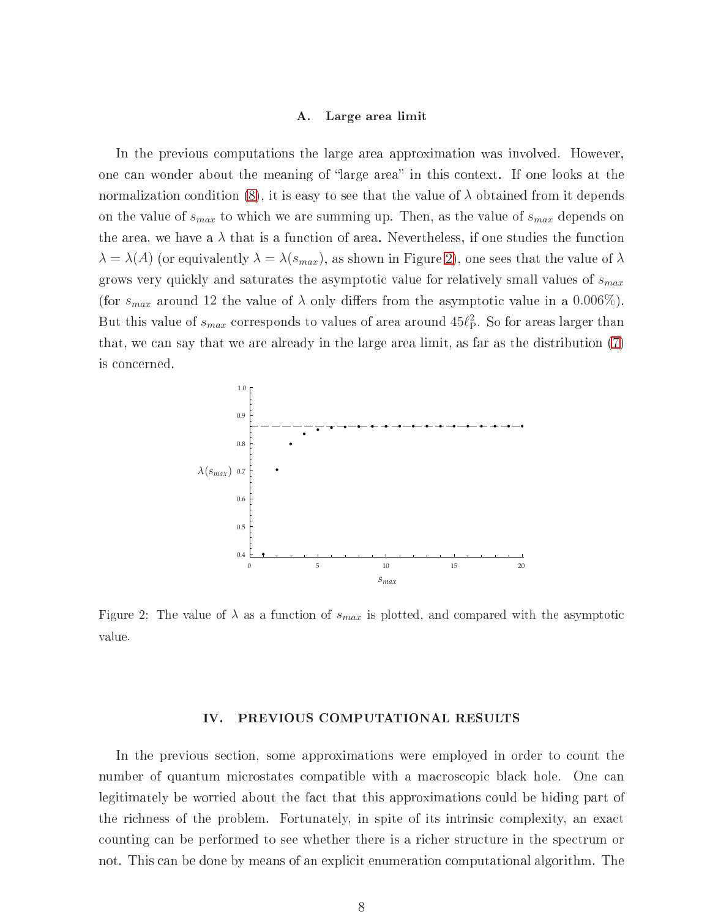### A. Large area limit

In the previous computations the large area approximation was involved. However, one can wonder about the meaning of "large area" in this context. If one looks at the normalization condition (8), it is easy to see that the value of $\lambda$ obtained from it depends on the value of $s_{max}$ to which we are summing up. Then, as the value of $s_{max}$ depends on the area, we have a $\lambda$ that is a function of area. Nevertheless, if one studies the function $\lambda = \lambda(A)$ (or equivalently $\lambda = \lambda(s_{max})$, as shown in Figure 2), one sees that the value of $\lambda$ grows very quickly and saturates the asymptotic value for relatively small values of $s_{max}$ (for $s_{max}$ around 12 the value of $\lambda$ only differs from the asymptotic value in a 0.006%). But this value of $s_{max}$ corresponds to values of area around $45\ell_{\mathrm{P}}^2$. So for areas larger than that, we can say that we are already in the large area limit, as far as the distribution (7) is concerned.

Figure 2: The value of $\lambda$ as a function of $s_{max}$ is plotted, and compared with the asymptotic value.

## IV. PREVIOUS COMPUTATIONAL RESULTS

In the previous section, some approximations were employed in order to count the number of quantum microstates compatible with a macroscopic black hole. One can legitimately be worried about the fact that this approximations could be hiding part of the richness of the problem. Fortunately, in spite of its intrinsic complexity, an exact counting can be performed to see whether there is a richer structure in the spectrum or not. This can be done by means of an explicit enumeration computational algorithm. The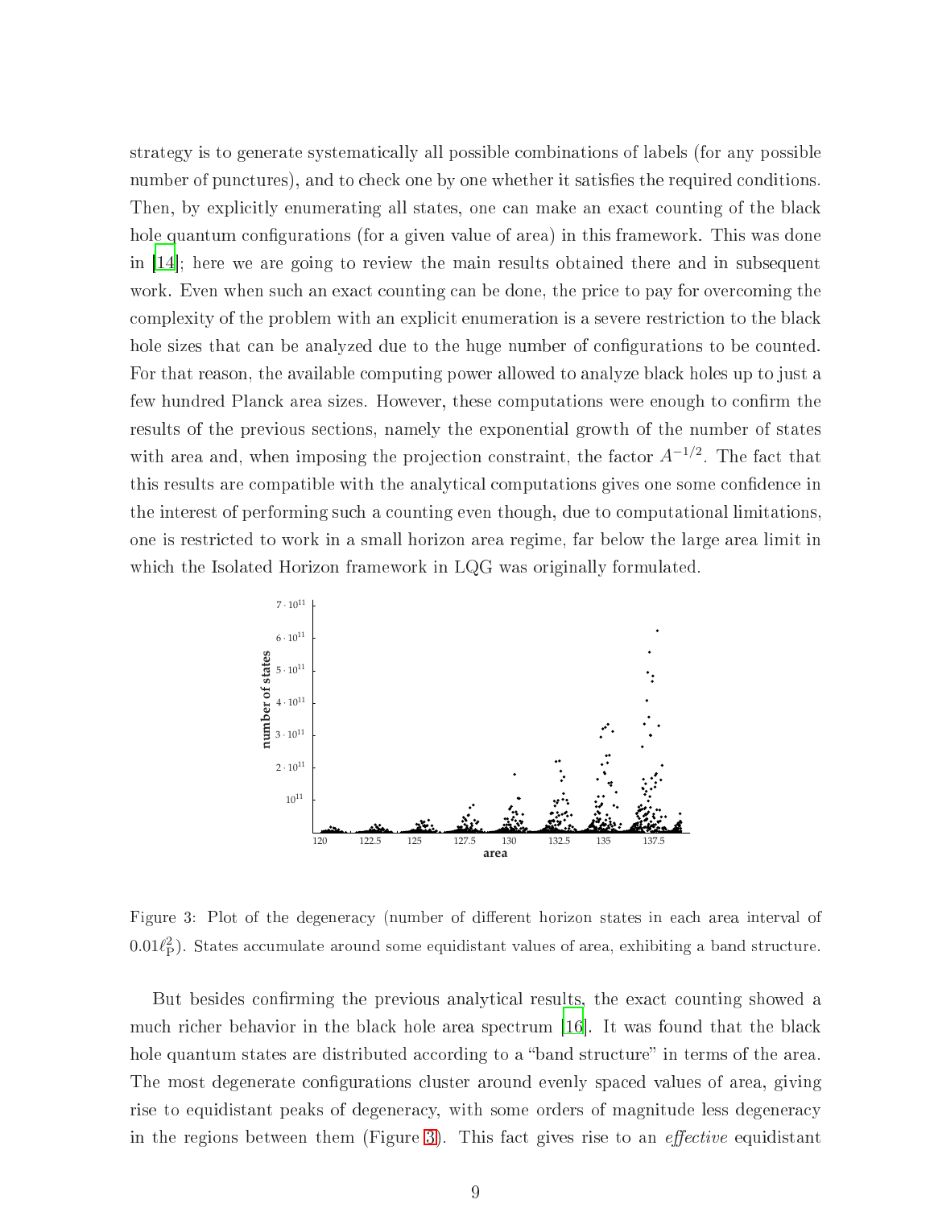strategy is to generate systematically all possible combinations of labels (for any possible number of punctures), and to check one by one whether it satisfies the required conditions. Then, by explicitly enumerating all states, one can make an exact counting of the black hole quantum configurations (for a given value of area) in this framework. This was done in [14]; here we are going to review the main results obtained there and in subsequent work. Even when such an exact counting can be done, the price to pay for overcoming the complexity of the problem with an explicit enumeration is a severe restriction to the black hole sizes that can be analyzed due to the huge number of configurations to be counted. For that reason, the available computing power allowed to analyze black holes up to just a few hundred Planck area sizes. However, these computations were enough to confirm the results of the previous sections, namely the exponential growth of the number of states with area and, when imposing the projection constraint, the factor $A^{-1/2}$. The fact that this results are compatible with the analytical computations gives one some confidence in the interest of performing such a counting even though, due to computational limitations, one is restricted to work in a small horizon area regime, far below the large area limit in which the Isolated Horizon framework in LQG was originally formulated.

Figure 3: Plot of the degeneracy (number of different horizon states in each area interval of $0.01\ell_{\mathrm{P}}^2$). States accumulate around some equidistant values of area, exhibiting a band structure.

But besides confirming the previous analytical results, the exact counting showed a much richer behavior in the black hole area spectrum [16]. It was found that the black hole quantum states are distributed according to a "band structure" in terms of the area. The most degenerate configurations cluster around evenly spaced values of area, giving rise to equidistant peaks of degeneracy, with some orders of magnitude less degeneracy in the regions between them (Figure 3). This fact gives rise to an *effective* equidistant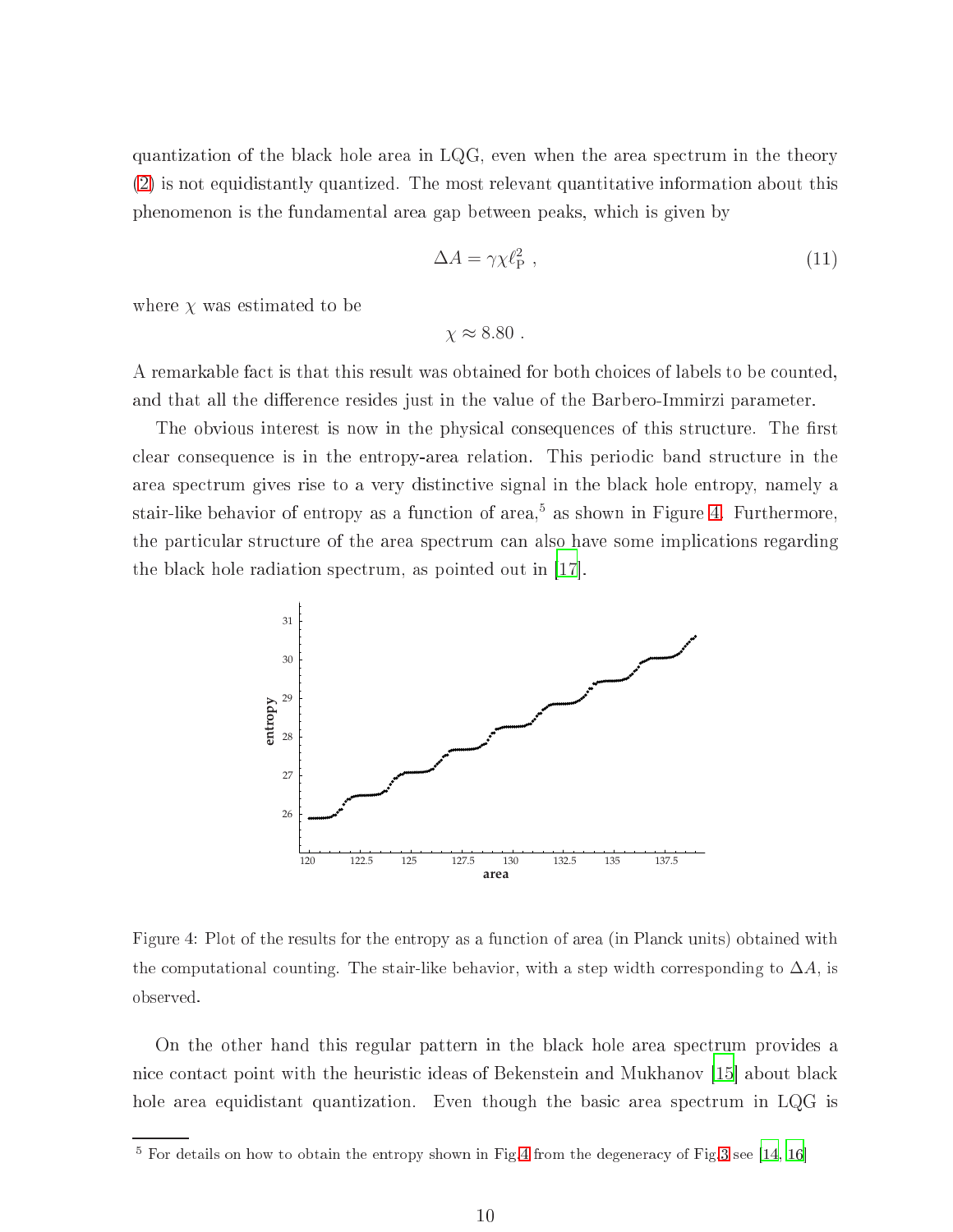quantization of the black hole area in LQG, even when the area spectrum in the theory (2) is not equidistantly quantized. The most relevant quantitative information about this phenomenon is the fundamental area gap between peaks, which is given by

$$\Delta A = \gamma \chi \ell_{\mathrm{P}}^2 \ , \tag{11}$$

where $\chi$ was estimated to be

$$\chi \approx 8.80 \ .$$

A remarkable fact is that this result was obtained for both choices of labels to be counted, and that all the difference resides just in the value of the Barbero-Immirzi parameter.

The obvious interest is now in the physical consequences of this structure. The first clear consequence is in the entropy-area relation. This periodic band structure in the area spectrum gives rise to a very distinctive signal in the black hole entropy, namely a stair-like behavior of entropy as a function of area,[5] as shown in Figure 4. Furthermore, the particular structure of the area spectrum can also have some implications regarding the black hole radiation spectrum, as pointed out in [17].

Figure 4: Plot of the results for the entropy as a function of area (in Planck units) obtained with the computational counting. The stair-like behavior, with a step width corresponding to $\Delta A$, is observed.

On the other hand this regular pattern in the black hole area spectrum provides a nice contact point with the heuristic ideas of Bekenstein and Mukhanov [15] about black hole area equidistant quantization. Even though the basic area spectrum in LQG is

[5] For details on how to obtain the entropy shown in Fig.4 from the degeneracy of Fig.3 see [14, 16]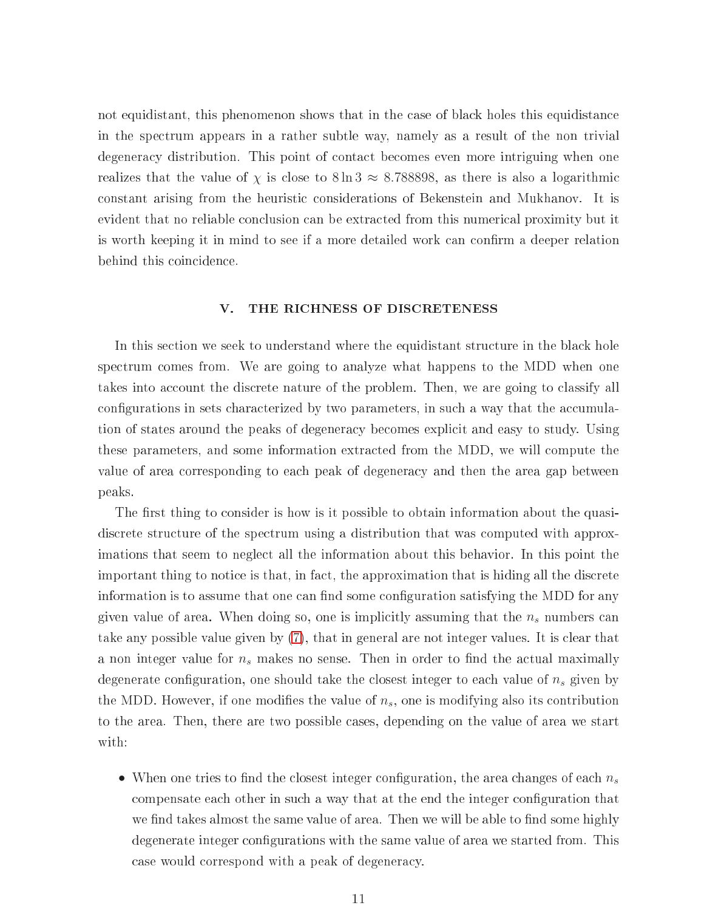not equidistant, this phenomenon shows that in the case of black holes this equidistance in the spectrum appears in a rather subtle way, namely as a result of the non trivial degeneracy distribution. This point of contact becomes even more intriguing when one realizes that the value of $\chi$ is close to $8 \ln 3 \approx 8.788898$, as there is also a logarithmic constant arising from the heuristic considerations of Bekenstein and Mukhanov. It is evident that no reliable conclusion can be extracted from this numerical proximity but it is worth keeping it in mind to see if a more detailed work can confirm a deeper relation behind this coincidence.

## V. THE RICHNESS OF DISCRETENESS

In this section we seek to understand where the equidistant structure in the black hole spectrum comes from. We are going to analyze what happens to the MDD when one takes into account the discrete nature of the problem. Then, we are going to classify all configurations in sets characterized by two parameters, in such a way that the accumulation of states around the peaks of degeneracy becomes explicit and easy to study. Using these parameters, and some information extracted from the MDD, we will compute the value of area corresponding to each peak of degeneracy and then the area gap between peaks.

The first thing to consider is how is it possible to obtain information about the quasi-discrete structure of the spectrum using a distribution that was computed with approximations that seem to neglect all the information about this behavior. In this point the important thing to notice is that, in fact, the approximation that is hiding all the discrete information is to assume that one can find some configuration satisfying the MDD for any given value of area. When doing so, one is implicitly assuming that the $n_s$ numbers can take any possible value given by (7), that in general are not integer values. It is clear that a non integer value for $n_s$ makes no sense. Then in order to find the actual maximally degenerate configuration, one should take the closest integer to each value of $n_s$ given by the MDD. However, if one modifies the value of $n_s$, one is modifying also its contribution to the area. Then, there are two possible cases, depending on the value of area we start with:

- When one tries to find the closest integer configuration, the area changes of each $n_s$ compensate each other in such a way that at the end the integer configuration that we find takes almost the same value of area. Then we will be able to find some highly degenerate integer configurations with the same value of area we started from. This case would correspond with a peak of degeneracy.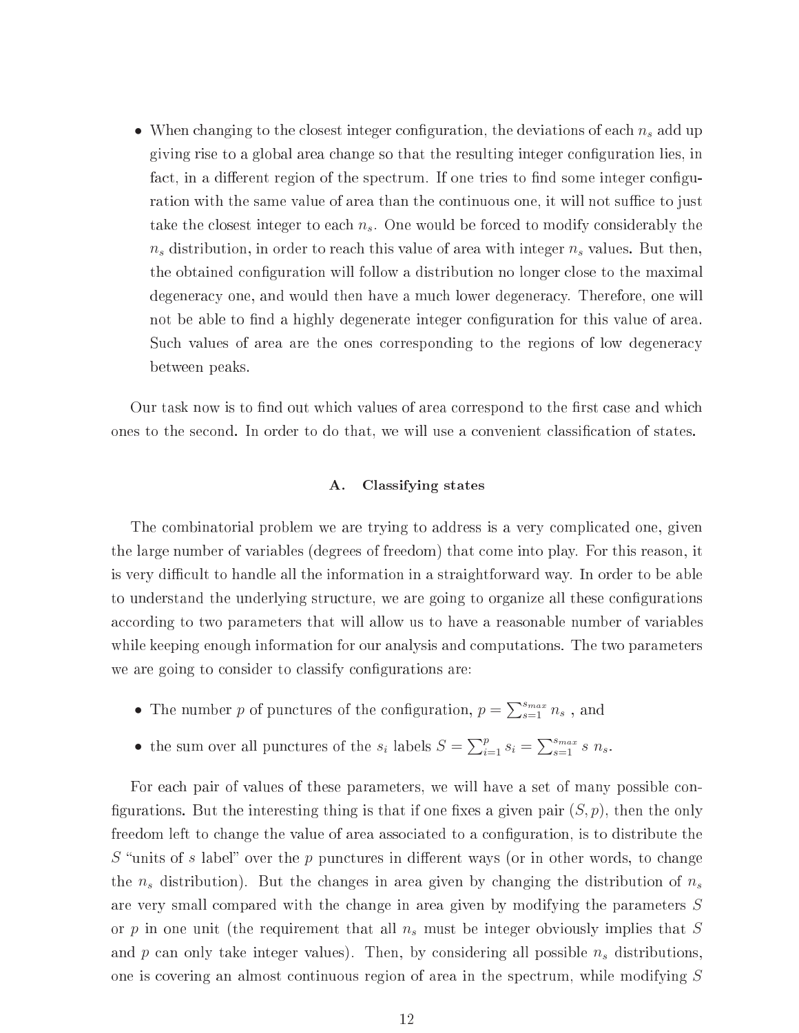- When changing to the closest integer configuration, the deviations of each $n_s$ add up giving rise to a global area change so that the resulting integer configuration lies, in fact, in a different region of the spectrum. If one tries to find some integer configuration with the same value of area than the continuous one, it will not suffice to just take the closest integer to each $n_s$. One would be forced to modify considerably the $n_s$ distribution, in order to reach this value of area with integer $n_s$ values. But then, the obtained configuration will follow a distribution no longer close to the maximal degeneracy one, and would then have a much lower degeneracy. Therefore, one will not be able to find a highly degenerate integer configuration for this value of area. Such values of area are the ones corresponding to the regions of low degeneracy between peaks.

Our task now is to find out which values of area correspond to the first case and which ones to the second. In order to do that, we will use a convenient classification of states.

### A. Classifying states

The combinatorial problem we are trying to address is a very complicated one, given the large number of variables (degrees of freedom) that come into play. For this reason, it is very difficult to handle all the information in a straightforward way. In order to be able to understand the underlying structure, we are going to organize all these configurations according to two parameters that will allow us to have a reasonable number of variables while keeping enough information for our analysis and computations. The two parameters we are going to consider to classify configurations are:

- The number $p$ of punctures of the configuration, $p = \sum_{s=1}^{s_{max}} n_s$ , and
- the sum over all punctures of the $s_i$ labels $S = \sum_{i=1}^{p} s_i = \sum_{s=1}^{s_{max}} s \; n_s$.

For each pair of values of these parameters, we will have a set of many possible configurations. But the interesting thing is that if one fixes a given pair $(S, p)$, then the only freedom left to change the value of area associated to a configuration, is to distribute the $S$ "units of $s$ label" over the $p$ punctures in different ways (or in other words, to change the $n_s$ distribution). But the changes in area given by changing the distribution of $n_s$ are very small compared with the change in area given by modifying the parameters $S$ or $p$ in one unit (the requirement that all $n_s$ must be integer obviously implies that $S$ and $p$ can only take integer values). Then, by considering all possible $n_s$ distributions, one is covering an almost continuous region of area in the spectrum, while modifying $S$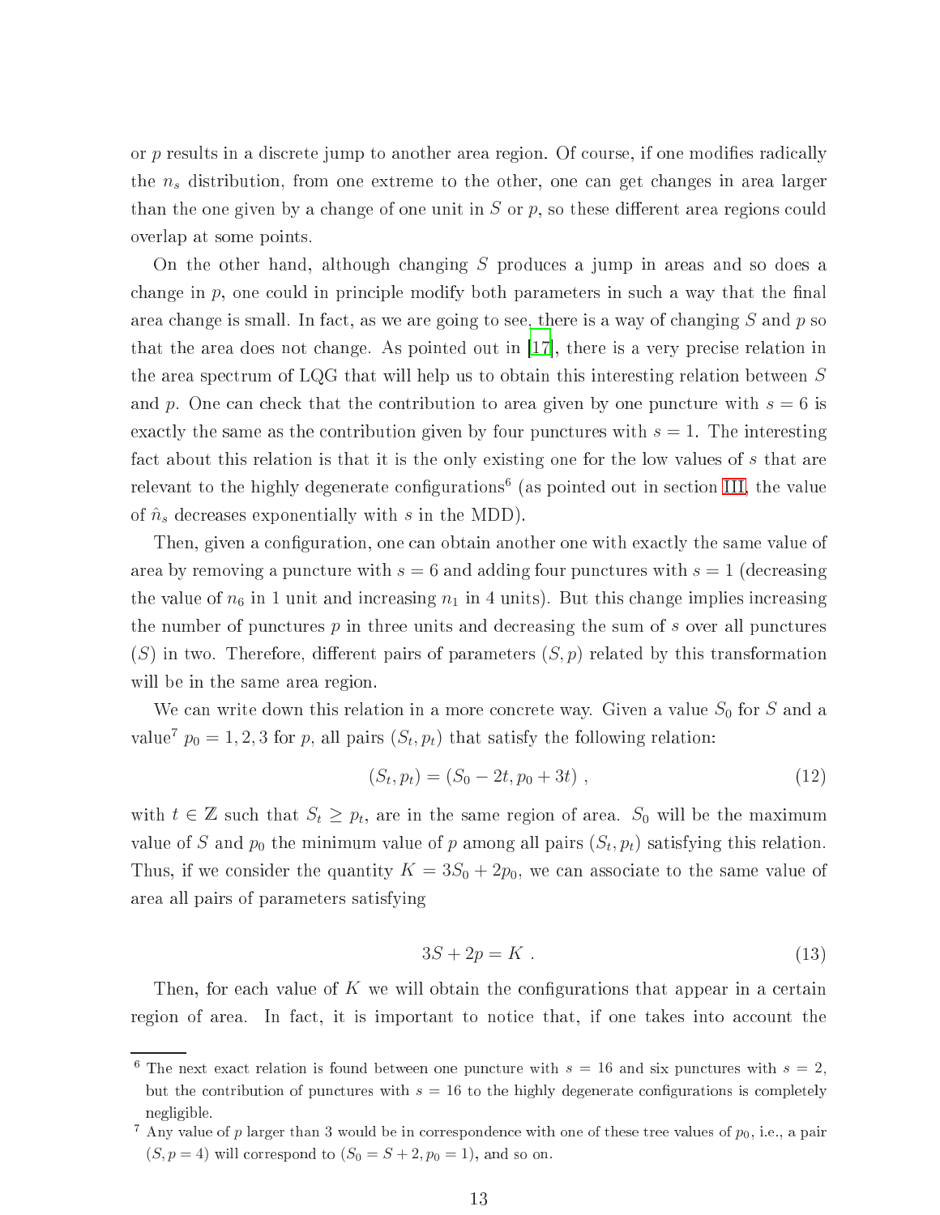or $p$ results in a discrete jump to another area region. Of course, if one modifies radically the $n_s$ distribution, from one extreme to the other, one can get changes in area larger than the one given by a change of one unit in $S$ or $p$, so these different area regions could overlap at some points.

On the other hand, although changing $S$ produces a jump in areas and so does a change in $p$, one could in principle modify both parameters in such a way that the final area change is small. In fact, as we are going to see, there is a way of changing $S$ and $p$ so that the area does not change. As pointed out in [17], there is a very precise relation in the area spectrum of LQG that will help us to obtain this interesting relation between $S$ and $p$. One can check that the contribution to area given by one puncture with $s = 6$ is exactly the same as the contribution given by four punctures with $s = 1$. The interesting fact about this relation is that it is the only existing one for the low values of $s$ that are relevant to the highly degenerate configurations[6] (as pointed out in section III, the value of $\hat{n}_s$ decreases exponentially with $s$ in the MDD).

Then, given a configuration, one can obtain another one with exactly the same value of area by removing a puncture with $s = 6$ and adding four punctures with $s = 1$ (decreasing the value of $n_6$ in 1 unit and increasing $n_1$ in 4 units). But this change implies increasing the number of punctures $p$ in three units and decreasing the sum of $s$ over all punctures ($S$) in two. Therefore, different pairs of parameters $(S, p)$ related by this transformation will be in the same area region.

We can write down this relation in a more concrete way. Given a value $S_0$ for $S$ and a value[7] $p_0 = 1, 2, 3$ for $p$, all pairs $(S_t, p_t)$ that satisfy the following relation:

$$(S_t, p_t) = (S_0 - 2t, p_0 + 3t) \ , \tag{12}$$

with $t \in \mathbb{Z}$ such that $S_t \geq p_t$, are in the same region of area. $S_0$ will be the maximum value of $S$ and $p_0$ the minimum value of $p$ among all pairs $(S_t, p_t)$ satisfying this relation. Thus, if we consider the quantity $K = 3S_0 + 2p_0$, we can associate to the same value of area all pairs of parameters satisfying

$$3S + 2p = K \ . \tag{13}$$

Then, for each value of $K$ we will obtain the configurations that appear in a certain region of area. In fact, it is important to notice that, if one takes into account the

---

[6] The next exact relation is found between one puncture with $s = 16$ and six punctures with $s = 2$, but the contribution of punctures with $s = 16$ to the highly degenerate configurations is completely negligible.

[7] Any value of $p$ larger than 3 would be in correspondence with one of these tree values of $p_0$, i.e., a pair $(S, p = 4)$ will correspond to $(S_0 = S + 2, p_0 = 1)$, and so on.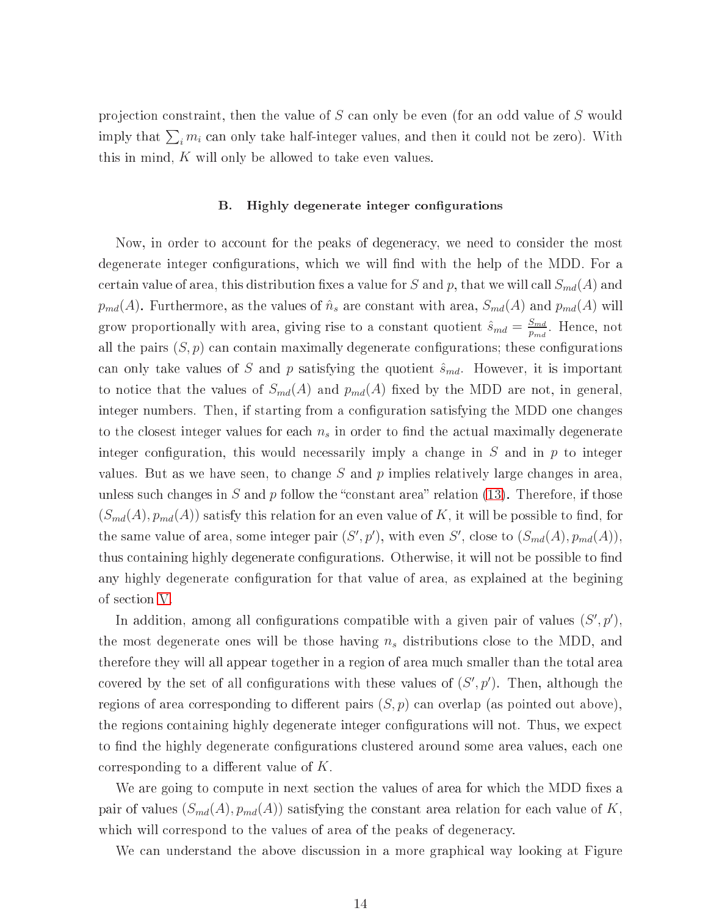projection constraint, then the value of $S$ can only be even (for an odd value of $S$ would imply that $\sum_i m_i$ can only take half-integer values, and then it could not be zero). With this in mind, $K$ will only be allowed to take even values.

### B. Highly degenerate integer configurations

Now, in order to account for the peaks of degeneracy, we need to consider the most degenerate integer configurations, which we will find with the help of the MDD. For a certain value of area, this distribution fixes a value for $S$ and $p$, that we will call $S_{md}(A)$ and $p_{md}(A)$. Furthermore, as the values of $\hat{n}_s$ are constant with area, $S_{md}(A)$ and $p_{md}(A)$ will grow proportionally with area, giving rise to a constant quotient $\hat{s}_{md} = \frac{S_{md}}{p_{md}}$. Hence, not all the pairs $(S, p)$ can contain maximally degenerate configurations; these configurations can only take values of $S$ and $p$ satisfying the quotient $\hat{s}_{md}$. However, it is important to notice that the values of $S_{md}(A)$ and $p_{md}(A)$ fixed by the MDD are not, in general, integer numbers. Then, if starting from a configuration satisfying the MDD one changes to the closest integer values for each $n_s$ in order to find the actual maximally degenerate integer configuration, this would necessarily imply a change in $S$ and in $p$ to integer values. But as we have seen, to change $S$ and $p$ implies relatively large changes in area, unless such changes in $S$ and $p$ follow the "constant area" relation (13). Therefore, if those $(S_{md}(A), p_{md}(A))$ satisfy this relation for an even value of $K$, it will be possible to find, for the same value of area, some integer pair $(S', p')$, with even $S'$, close to $(S_{md}(A), p_{md}(A))$, thus containing highly degenerate configurations. Otherwise, it will not be possible to find any highly degenerate configuration for that value of area, as explained at the begining of section V.

In addition, among all configurations compatible with a given pair of values $(S', p')$, the most degenerate ones will be those having $n_s$ distributions close to the MDD, and therefore they will all appear together in a region of area much smaller than the total area covered by the set of all configurations with these values of $(S', p')$. Then, although the regions of area corresponding to different pairs $(S, p)$ can overlap (as pointed out above), the regions containing highly degenerate integer configurations will not. Thus, we expect to find the highly degenerate configurations clustered around some area values, each one corresponding to a different value of $K$.

We are going to compute in next section the values of area for which the MDD fixes a pair of values $(S_{md}(A), p_{md}(A))$ satisfying the constant area relation for each value of $K$, which will correspond to the values of area of the peaks of degeneracy.

We can understand the above discussion in a more graphical way looking at Figure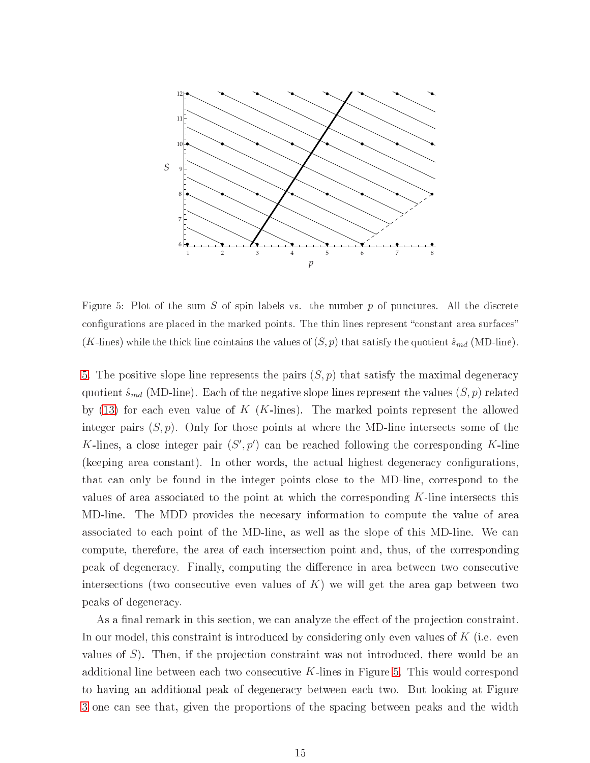Figure 5: Plot of the sum $S$ of spin labels vs. the number $p$ of punctures. All the discrete configurations are placed in the marked points. The thin lines represent "constant area surfaces" ($K$-lines) while the thick line cointains the values of $(S, p)$ that satisfy the quotient $\hat{s}_{md}$ (MD-line).

5. The positive slope line represents the pairs $(S, p)$ that satisfy the maximal degeneracy quotient $\hat{s}_{md}$ (MD-line). Each of the negative slope lines represent the values $(S, p)$ related by (13) for each even value of $K$ ($K$-lines). The marked points represent the allowed integer pairs $(S, p)$. Only for those points at where the MD-line intersects some of the $K$-lines, a close integer pair $(S', p')$ can be reached following the corresponding $K$-line (keeping area constant). In other words, the actual highest degeneracy configurations, that can only be found in the integer points close to the MD-line, correspond to the values of area associated to the point at which the corresponding $K$-line intersects this MD-line. The MDD provides the necesary information to compute the value of area associated to each point of the MD-line, as well as the slope of this MD-line. We can compute, therefore, the area of each intersection point and, thus, of the corresponding peak of degeneracy. Finally, computing the difference in area between two consecutive intersections (two consecutive even values of $K$) we will get the area gap between two peaks of degeneracy.

As a final remark in this section, we can analyze the effect of the projection constraint. In our model, this constraint is introduced by considering only even values of $K$ (i.e. even values of $S$). Then, if the projection constraint was not introduced, there would be an additional line between each two consecutive $K$-lines in Figure 5. This would correspond to having an additional peak of degeneracy between each two. But looking at Figure 3 one can see that, given the proportions of the spacing between peaks and the width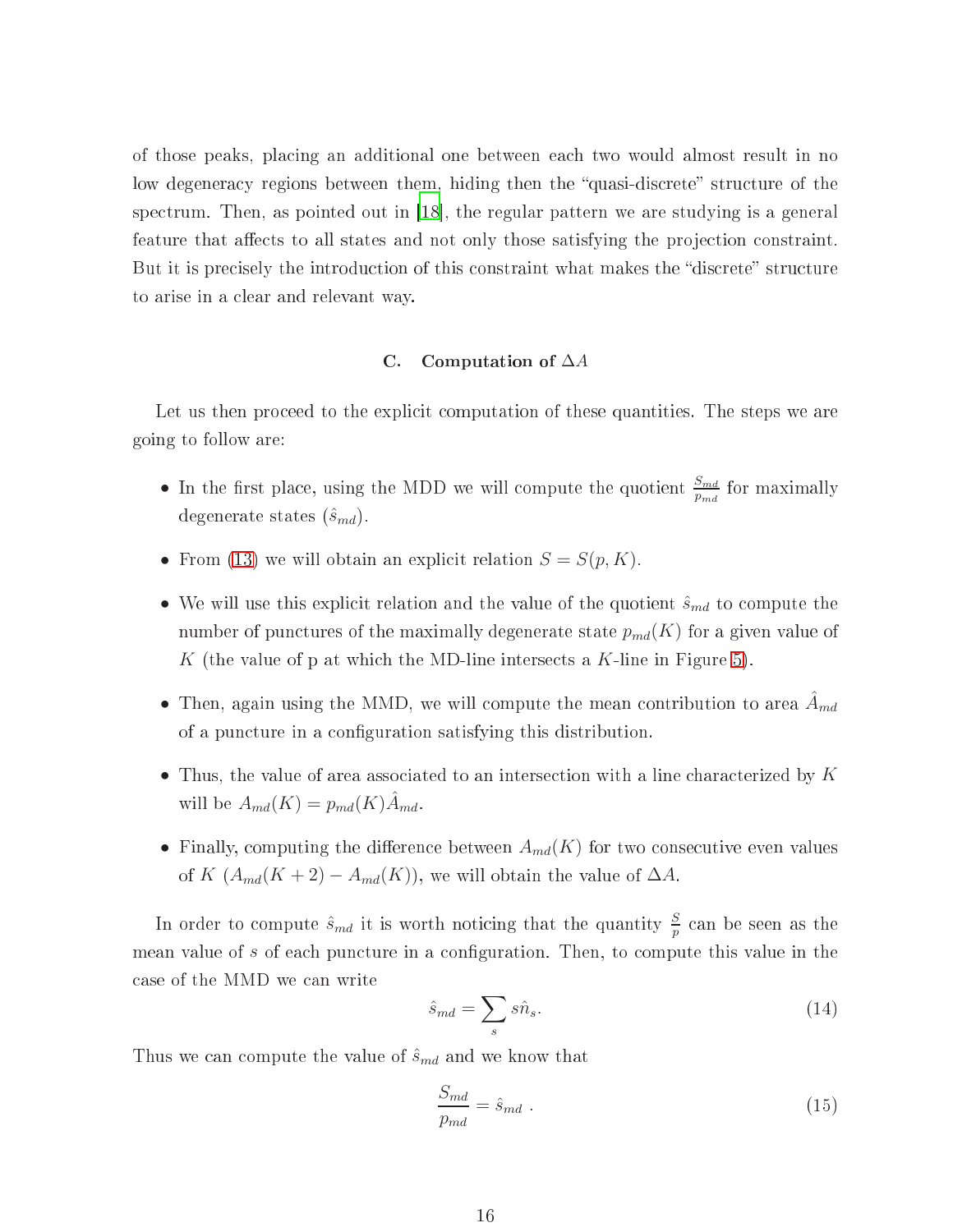of those peaks, placing an additional one between each two would almost result in no low degeneracy regions between them, hiding then the "quasi-discrete" structure of the spectrum. Then, as pointed out in [18], the regular pattern we are studying is a general feature that affects to all states and not only those satisfying the projection constraint. But it is precisely the introduction of this constraint what makes the "discrete" structure to arise in a clear and relevant way.

### C. Computation of $\Delta A$

Let us then proceed to the explicit computation of these quantities. The steps we are going to follow are:

- In the first place, using the MDD we will compute the quotient $\frac{S_{md}}{p_{md}}$ for maximally degenerate states ($\hat{s}_{md}$).
- From (13) we will obtain an explicit relation $S = S(p, K)$.
- We will use this explicit relation and the value of the quotient $\hat{s}_{md}$ to compute the number of punctures of the maximally degenerate state $p_{md}(K)$ for a given value of $K$ (the value of p at which the MD-line intersects a $K$-line in Figure 5).
- Then, again using the MMD, we will compute the mean contribution to area $\hat{A}_{md}$ of a puncture in a configuration satisfying this distribution.
- Thus, the value of area associated to an intersection with a line characterized by $K$ will be $A_{md}(K) = p_{md}(K)\hat{A}_{md}$.
- Finally, computing the difference between $A_{md}(K)$ for two consecutive even values of $K$ ($A_{md}(K+2) - A_{md}(K)$), we will obtain the value of $\Delta A$.

In order to compute $\hat{s}_{md}$ it is worth noticing that the quantity $\frac{S}{p}$ can be seen as the mean value of $s$ of each puncture in a configuration. Then, to compute this value in the case of the MMD we can write

$$\hat{s}_{md} = \sum_{s} s\hat{n}_s. \tag{14}$$

Thus we can compute the value of $\hat{s}_{md}$ and we know that

$$\frac{S_{md}}{p_{md}} = \hat{s}_{md} \ . \tag{15}$$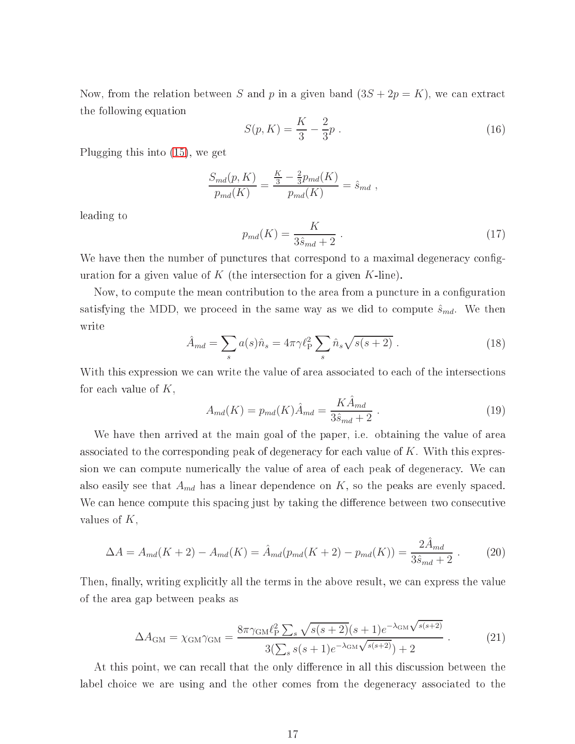Now, from the relation between $S$ and $p$ in a given band ($3S + 2p = K$), we can extract the following equation

$$S(p, K) = \frac{K}{3} - \frac{2}{3}p \; . \tag{16}$$

Plugging this into (15), we get

$$\frac{S_{md}(p, K)}{p_{md}(K)} = \frac{\frac{K}{3} - \frac{2}{3}p_{md}(K)}{p_{md}(K)} = \hat{s}_{md} \; ,$$

leading to

$$p_{md}(K) = \frac{K}{3\hat{s}_{md} + 2} \; . \tag{17}$$

We have then the number of punctures that correspond to a maximal degeneracy configuration for a given value of $K$ (the intersection for a given $K$-line).

Now, to compute the mean contribution to the area from a puncture in a configuration satisfying the MDD, we proceed in the same way as we did to compute $\hat{s}_{md}$. We then write

$$\hat{A}_{md} = \sum_s a(s)\hat{n}_s = 4\pi\gamma\ell_{\rm P}^2 \sum_s \hat{n}_s \sqrt{s(s+2)} \; . \tag{18}$$

With this expression we can write the value of area associated to each of the intersections for each value of $K$,

$$A_{md}(K) = p_{md}(K)\hat{A}_{md} = \frac{K\hat{A}_{md}}{3\hat{s}_{md} + 2} \; . \tag{19}$$

We have then arrived at the main goal of the paper, i.e. obtaining the value of area associated to the corresponding peak of degeneracy for each value of $K$. With this expression we can compute numerically the value of area of each peak of degeneracy. We can also easily see that $A_{md}$ has a linear dependence on $K$, so the peaks are evenly spaced. We can hence compute this spacing just by taking the difference between two consecutive values of $K$,

$$\Delta A = A_{md}(K+2) - A_{md}(K) = \hat{A}_{md}(p_{md}(K+2) - p_{md}(K)) = \frac{2\hat{A}_{md}}{3\hat{s}_{md} + 2} \; . \tag{20}$$

Then, finally, writing explicitly all the terms in the above result, we can express the value of the area gap between peaks as

$$\Delta A_{\rm GM} = \chi_{\rm GM}\gamma_{\rm GM} = \frac{8\pi\gamma_{\rm GM}\ell_{\rm P}^2 \sum_s \sqrt{s(s+2)}(s+1)e^{-\lambda_{\rm GM}\sqrt{s(s+2)}}}{3(\sum_s s(s+1)e^{-\lambda_{\rm GM}\sqrt{s(s+2)}}) + 2} \; . \tag{21}$$

At this point, we can recall that the only difference in all this discussion between the label choice we are using and the other comes from the degeneracy associated to the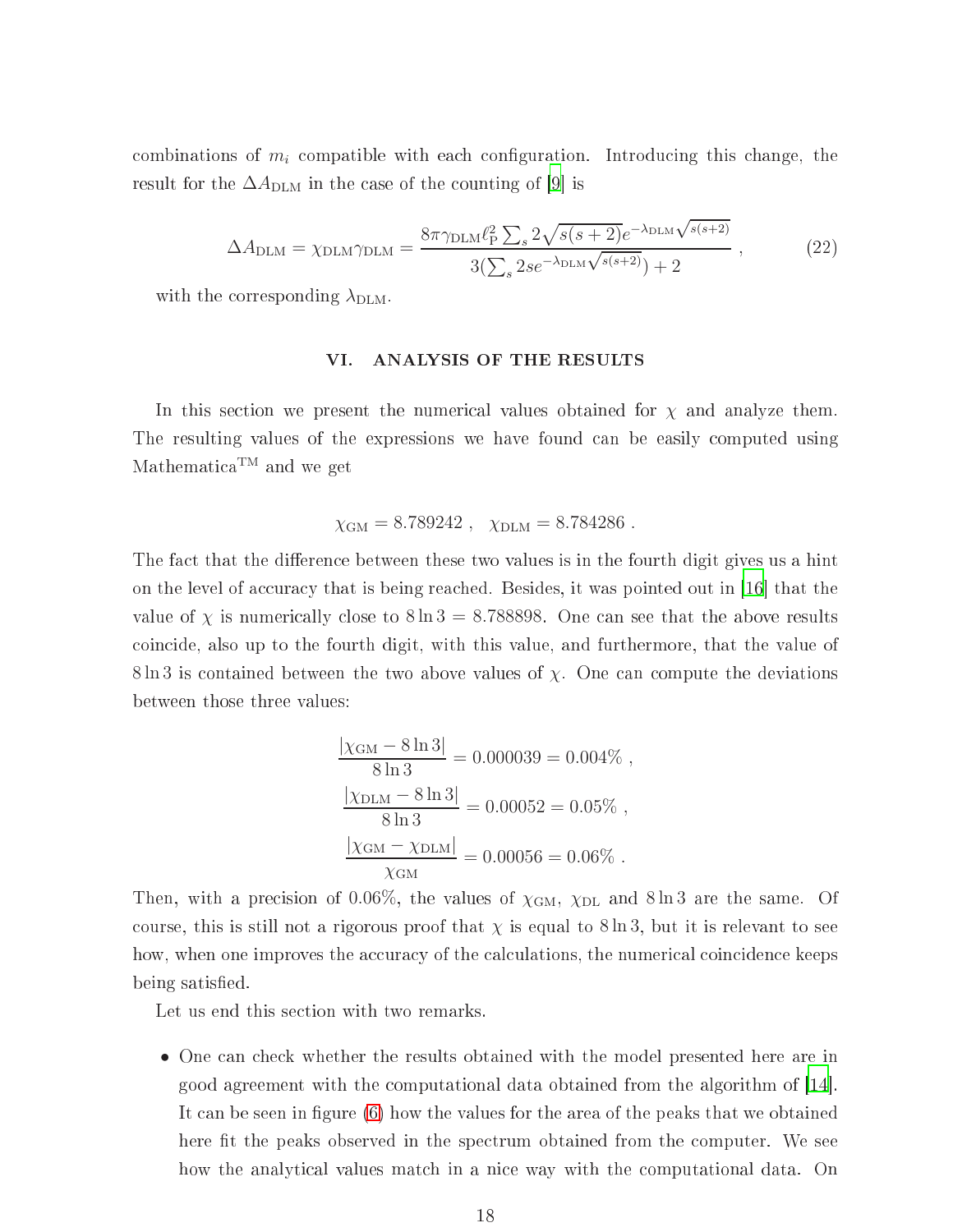combinations of $m_i$ compatible with each configuration. Introducing this change, the result for the $\Delta A_{\mathrm{DLM}}$ in the case of the counting of [9] is

$$\Delta A_{\mathrm{DLM}} = \chi_{\mathrm{DLM}}\gamma_{\mathrm{DLM}} = \frac{8\pi\gamma_{\mathrm{DLM}}\ell_{\mathrm{P}}^2 \sum_s 2\sqrt{s(s+2)}e^{-\lambda_{\mathrm{DLM}}\sqrt{s(s+2)}}}{3(\sum_s 2se^{-\lambda_{\mathrm{DLM}}\sqrt{s(s+2)}})+2} \,, \tag{22}$$

with the corresponding $\lambda_{\mathrm{DLM}}$.

## VI. ANALYSIS OF THE RESULTS

In this section we present the numerical values obtained for $\chi$ and analyze them. The resulting values of the expressions we have found can be easily computed using Mathematica™ and we get

$$\chi_{\mathrm{GM}} = 8.789242 \,, \quad \chi_{\mathrm{DLM}} = 8.784286 \,.$$

The fact that the difference between these two values is in the fourth digit gives us a hint on the level of accuracy that is being reached. Besides, it was pointed out in [16] that the value of $\chi$ is numerically close to $8\ln 3 = 8.788898$. One can see that the above results coincide, also up to the fourth digit, with this value, and furthermore, that the value of $8\ln 3$ is contained between the two above values of $\chi$. One can compute the deviations between those three values:

$$\frac{|\chi_{\mathrm{GM}} - 8\ln 3|}{8\ln 3} = 0.000039 = 0.004\% \,,$$

$$\frac{|\chi_{\mathrm{DLM}} - 8\ln 3|}{8\ln 3} = 0.00052 = 0.05\% \,,$$

$$\frac{|\chi_{\mathrm{GM}} - \chi_{\mathrm{DLM}}|}{\chi_{\mathrm{GM}}} = 0.00056 = 0.06\% \,.$$

Then, with a precision of 0.06%, the values of $\chi_{\mathrm{GM}}$, $\chi_{\mathrm{DL}}$ and $8\ln 3$ are the same. Of course, this is still not a rigorous proof that $\chi$ is equal to $8\ln 3$, but it is relevant to see how, when one improves the accuracy of the calculations, the numerical coincidence keeps being satisfied.

Let us end this section with two remarks.

- One can check whether the results obtained with the model presented here are in good agreement with the computational data obtained from the algorithm of [14]. It can be seen in figure (6) how the values for the area of the peaks that we obtained here fit the peaks observed in the spectrum obtained from the computer. We see how the analytical values match in a nice way with the computational data. On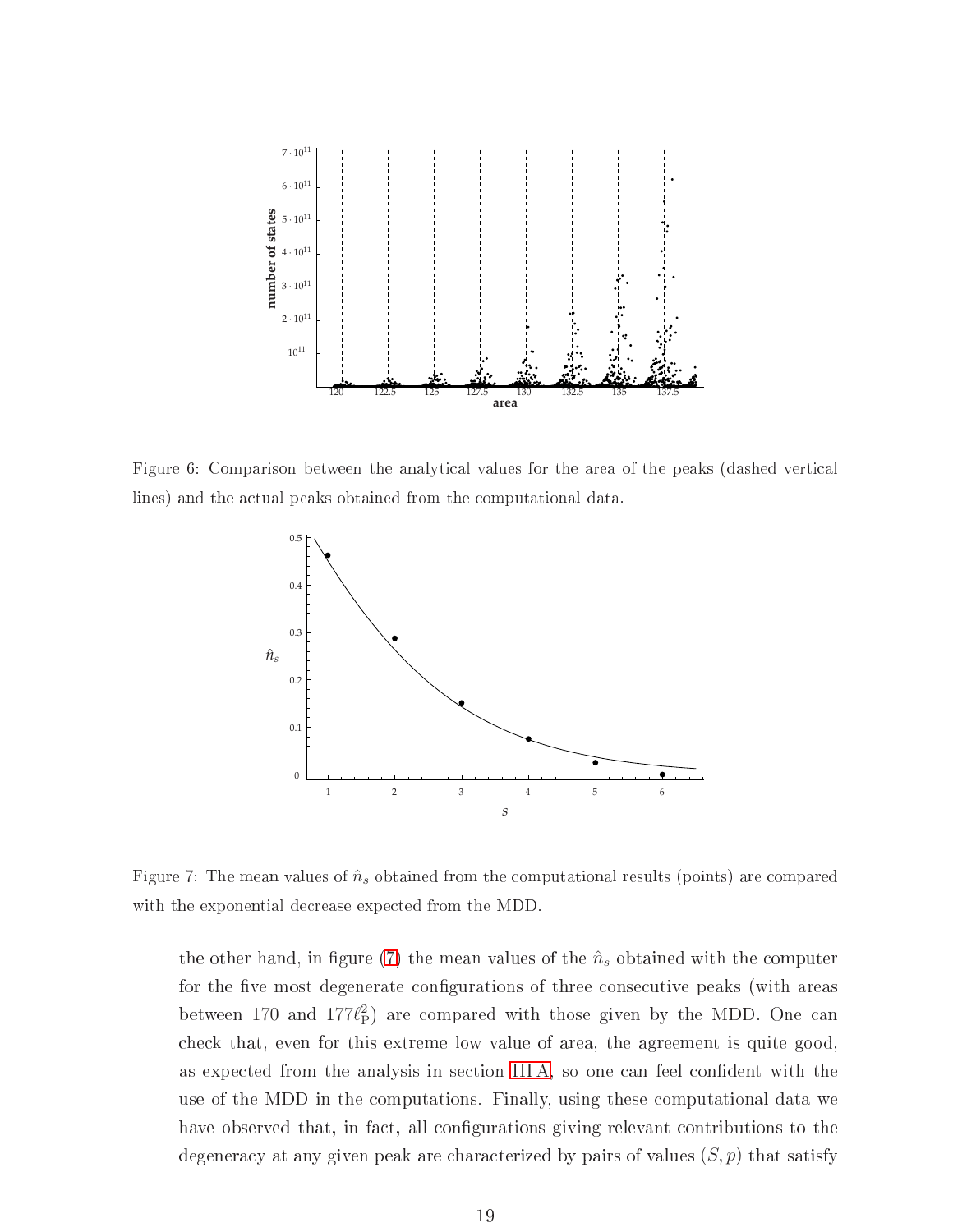Figure 6: Comparison between the analytical values for the area of the peaks (dashed vertical lines) and the actual peaks obtained from the computational data.

Figure 7: The mean values of $\hat{n}_s$ obtained from the computational results (points) are compared with the exponential decrease expected from the MDD.

the other hand, in figure (7) the mean values of the $\hat{n}_s$ obtained with the computer for the five most degenerate configurations of three consecutive peaks (with areas between 170 and $177\ell_{\mathrm{P}}^2$) are compared with those given by the MDD. One can check that, even for this extreme low value of area, the agreement is quite good, as expected from the analysis in section III A, so one can feel confident with the use of the MDD in the computations. Finally, using these computational data we have observed that, in fact, all configurations giving relevant contributions to the degeneracy at any given peak are characterized by pairs of values $(S, p)$ that satisfy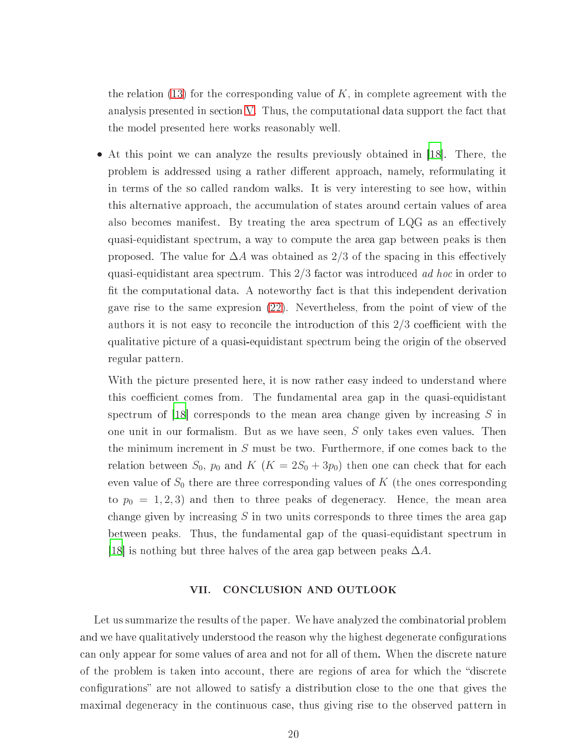the relation (13) for the corresponding value of $K$, in complete agreement with the analysis presented in section V. Thus, the computational data support the fact that the model presented here works reasonably well.

- At this point we can analyze the results previously obtained in [18]. There, the problem is addressed using a rather different approach, namely, reformulating it in terms of the so called random walks. It is very interesting to see how, within this alternative approach, the accumulation of states around certain values of area also becomes manifest. By treating the area spectrum of LQG as an effectively quasi-equidistant spectrum, a way to compute the area gap between peaks is then proposed. The value for $\Delta A$ was obtained as $2/3$ of the spacing in this effectively quasi-equidistant area spectrum. This $2/3$ factor was introduced *ad hoc* in order to fit the computational data. A noteworthy fact is that this independent derivation gave rise to the same expresion (22). Nevertheless, from the point of view of the authors it is not easy to reconcile the introduction of this $2/3$ coefficient with the qualitative picture of a quasi-equidistant spectrum being the origin of the observed regular pattern.

  With the picture presented here, it is now rather easy indeed to understand where this coefficient comes from. The fundamental area gap in the quasi-equidistant spectrum of [18] corresponds to the mean area change given by increasing $S$ in one unit in our formalism. But as we have seen, $S$ only takes even values. Then the minimum increment in $S$ must be two. Furthermore, if one comes back to the relation between $S_0$, $p_0$ and $K$ ($K = 2S_0 + 3p_0$) then one can check that for each even value of $S_0$ there are three corresponding values of $K$ (the ones corresponding to $p_0 = 1, 2, 3$) and then to three peaks of degeneracy. Hence, the mean area change given by increasing $S$ in two units corresponds to three times the area gap between peaks. Thus, the fundamental gap of the quasi-equidistant spectrum in [18] is nothing but three halves of the area gap between peaks $\Delta A$.

## VII. CONCLUSION AND OUTLOOK

Let us summarize the results of the paper. We have analyzed the combinatorial problem and we have qualitatively understood the reason why the highest degenerate configurations can only appear for some values of area and not for all of them. When the discrete nature of the problem is taken into account, there are regions of area for which the "discrete configurations" are not allowed to satisfy a distribution close to the one that gives the maximal degeneracy in the continuous case, thus giving rise to the observed pattern in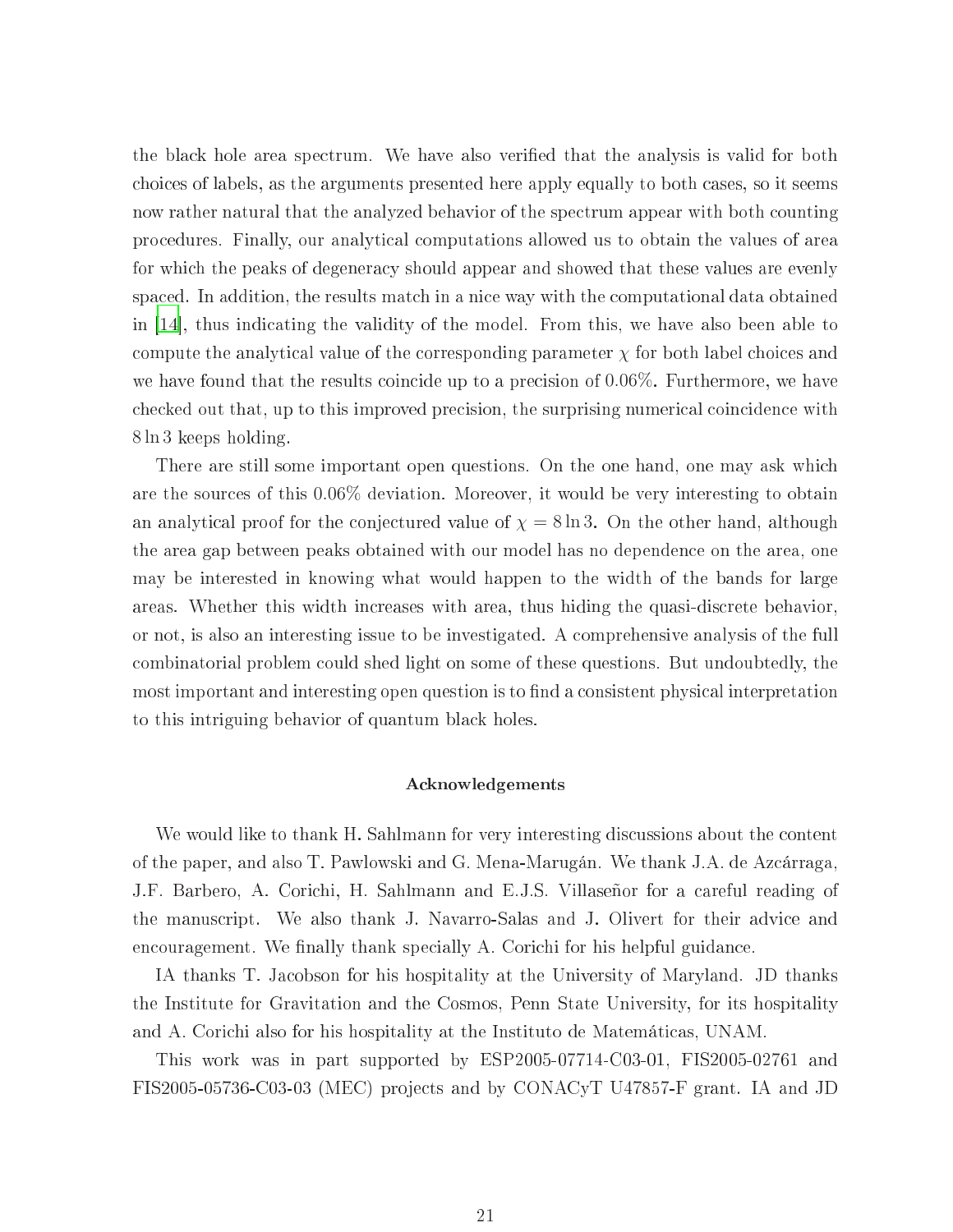the black hole area spectrum. We have also verified that the analysis is valid for both choices of labels, as the arguments presented here apply equally to both cases, so it seems now rather natural that the analyzed behavior of the spectrum appear with both counting procedures. Finally, our analytical computations allowed us to obtain the values of area for which the peaks of degeneracy should appear and showed that these values are evenly spaced. In addition, the results match in a nice way with the computational data obtained in [14], thus indicating the validity of the model. From this, we have also been able to compute the analytical value of the corresponding parameter $\chi$ for both label choices and we have found that the results coincide up to a precision of 0.06%. Furthermore, we have checked out that, up to this improved precision, the surprising numerical coincidence with $8 \ln 3$ keeps holding.

There are still some important open questions. On the one hand, one may ask which are the sources of this 0.06% deviation. Moreover, it would be very interesting to obtain an analytical proof for the conjectured value of $\chi = 8 \ln 3$. On the other hand, although the area gap between peaks obtained with our model has no dependence on the area, one may be interested in knowing what would happen to the width of the bands for large areas. Whether this width increases with area, thus hiding the quasi-discrete behavior, or not, is also an interesting issue to be investigated. A comprehensive analysis of the full combinatorial problem could shed light on some of these questions. But undoubtedly, the most important and interesting open question is to find a consistent physical interpretation to this intriguing behavior of quantum black holes.

#### Acknowledgements

We would like to thank H. Sahlmann for very interesting discussions about the content of the paper, and also T. Pawlowski and G. Mena-Marugán. We thank J.A. de Azcárraga, J.F. Barbero, A. Corichi, H. Sahlmann and E.J.S. Villaseñor for a careful reading of the manuscript. We also thank J. Navarro-Salas and J. Olivert for their advice and encouragement. We finally thank specially A. Corichi for his helpful guidance.

IA thanks T. Jacobson for his hospitality at the University of Maryland. JD thanks the Institute for Gravitation and the Cosmos, Penn State University, for its hospitality and A. Corichi also for his hospitality at the Instituto de Matemáticas, UNAM.

This work was in part supported by ESP2005-07714-C03-01, FIS2005-02761 and FIS2005-05736-C03-03 (MEC) projects and by CONACyT U47857-F grant. IA and JD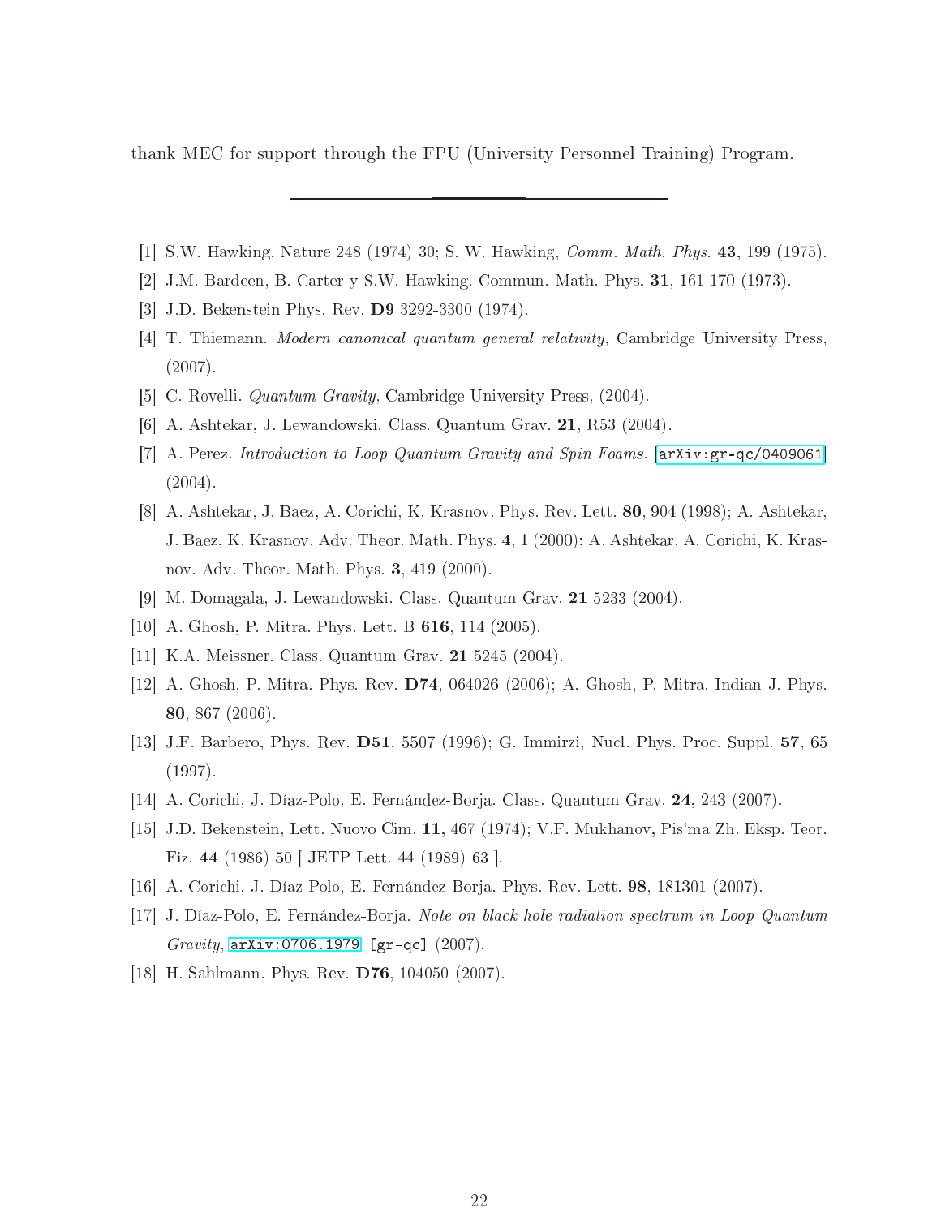thank MEC for support through the FPU (University Personnel Training) Program.

---

[1] S.W. Hawking, Nature 248 (1974) 30; S. W. Hawking, *Comm. Math. Phys.* **43**, 199 (1975).

[2] J.M. Bardeen, B. Carter y S.W. Hawking. Commun. Math. Phys. **31**, 161-170 (1973).

[3] J.D. Bekenstein Phys. Rev. **D9** 3292-3300 (1974).

[4] T. Thiemann. *Modern canonical quantum general relativity*, Cambridge University Press, (2007).

[5] C. Rovelli. *Quantum Gravity*, Cambridge University Press, (2004).

[6] A. Ashtekar, J. Lewandowski. Class. Quantum Grav. **21**, R53 (2004).

[7] A. Perez. *Introduction to Loop Quantum Gravity and Spin Foams.* [arXiv:gr-qc/0409061] (2004).

[8] A. Ashtekar, J. Baez, A. Corichi, K. Krasnov. Phys. Rev. Lett. **80**, 904 (1998); A. Ashtekar, J. Baez, K. Krasnov. Adv. Theor. Math. Phys. **4**, 1 (2000); A. Ashtekar, A. Corichi, K. Krasnov. Adv. Theor. Math. Phys. **3**, 419 (2000).

[9] M. Domagala, J. Lewandowski. Class. Quantum Grav. **21** 5233 (2004).

[10] A. Ghosh, P. Mitra. Phys. Lett. B **616**, 114 (2005).

[11] K.A. Meissner. Class. Quantum Grav. **21** 5245 (2004).

[12] A. Ghosh, P. Mitra. Phys. Rev. **D74**, 064026 (2006); A. Ghosh, P. Mitra. Indian J. Phys. **80**, 867 (2006).

[13] J.F. Barbero, Phys. Rev. **D51**, 5507 (1996); G. Immirzi, Nucl. Phys. Proc. Suppl. **57**, 65 (1997).

[14] A. Corichi, J. Díaz-Polo, E. Fernández-Borja. Class. Quantum Grav. **24**, 243 (2007).

[15] J.D. Bekenstein, Lett. Nuovo Cim. **11**, 467 (1974); V.F. Mukhanov, Pis'ma Zh. Eksp. Teor. Fiz. **44** (1986) 50 [ JETP Lett. 44 (1989) 63 ].

[16] A. Corichi, J. Díaz-Polo, E. Fernández-Borja. Phys. Rev. Lett. **98**, 181301 (2007).

[17] J. Díaz-Polo, E. Fernández-Borja. *Note on black hole radiation spectrum in Loop Quantum Gravity*, arXiv:0706.1979 [gr-qc] (2007).

[18] H. Sahlmann. Phys. Rev. **D76**, 104050 (2007).